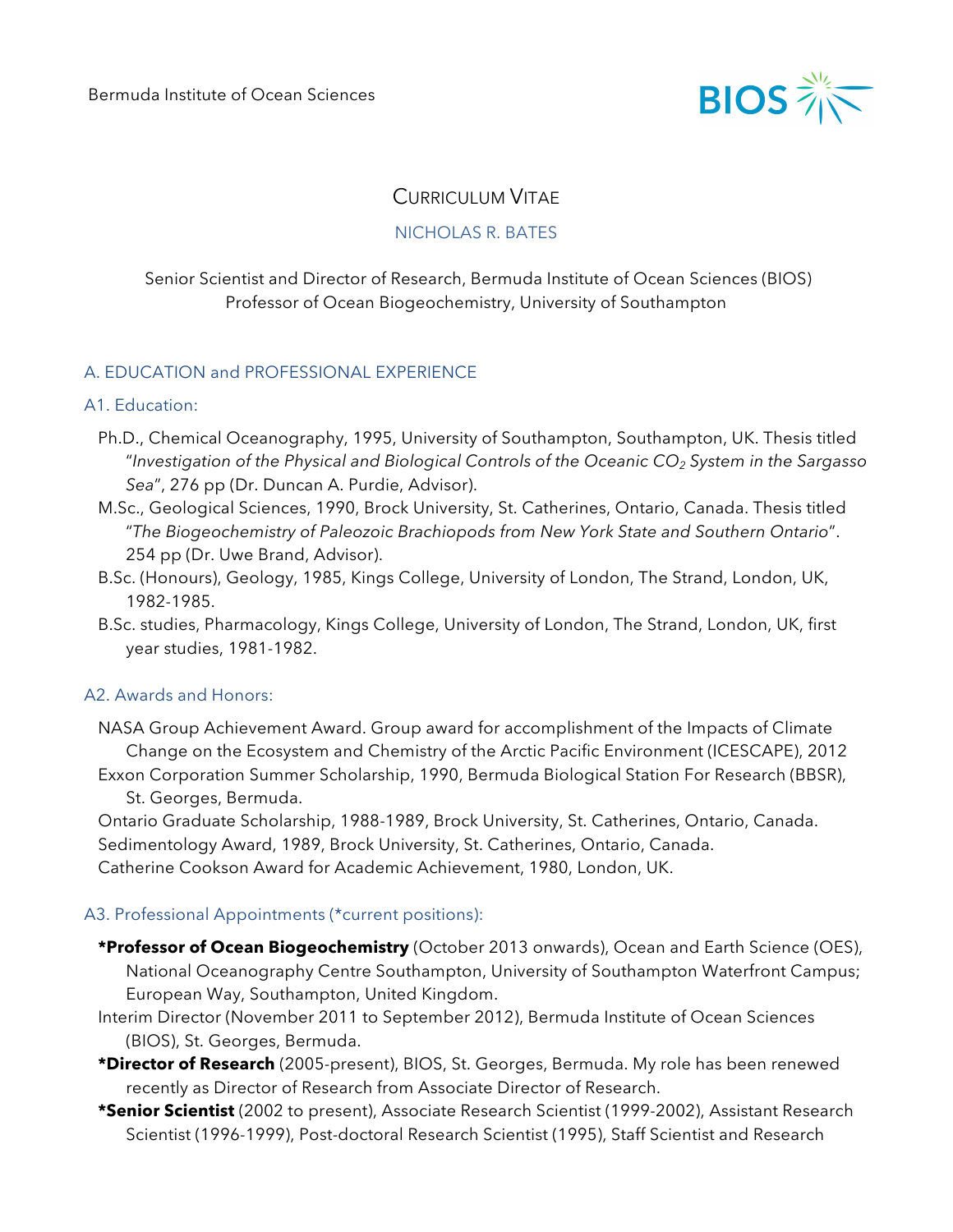Bermuda Institute of Ocean Sciences

BIOS

# CURRICULUM VITAE

## NICHOLAS R. BATES

Senior Scientist and Director of Research, Bermuda Institute of Ocean Sciences (BIOS)
Professor of Ocean Biogeochemistry, University of Southampton

## A. EDUCATION and PROFESSIONAL EXPERIENCE

### A1. Education:

Ph.D., Chemical Oceanography, 1995, University of Southampton, Southampton, UK. Thesis titled "*Investigation of the Physical and Biological Controls of the Oceanic $CO_2$ System in the Sargasso Sea*", 276 pp (Dr. Duncan A. Purdie, Advisor).

M.Sc., Geological Sciences, 1990, Brock University, St. Catherines, Ontario, Canada. Thesis titled "*The Biogeochemistry of Paleozoic Brachiopods from New York State and Southern Ontario*". 254 pp (Dr. Uwe Brand, Advisor).

B.Sc. (Honours), Geology, 1985, Kings College, University of London, The Strand, London, UK, 1982-1985.

B.Sc. studies, Pharmacology, Kings College, University of London, The Strand, London, UK, first year studies, 1981-1982.

### A2. Awards and Honors:

NASA Group Achievement Award. Group award for accomplishment of the Impacts of Climate Change on the Ecosystem and Chemistry of the Arctic Pacific Environment (ICESCAPE), 2012

Exxon Corporation Summer Scholarship, 1990, Bermuda Biological Station For Research (BBSR), St. Georges, Bermuda.

Ontario Graduate Scholarship, 1988-1989, Brock University, St. Catherines, Ontario, Canada.

Sedimentology Award, 1989, Brock University, St. Catherines, Ontario, Canada.

Catherine Cookson Award for Academic Achievement, 1980, London, UK.

### A3. Professional Appointments (*current positions):

***Professor of Ocean Biogeochemistry** (October 2013 onwards), Ocean and Earth Science (OES), National Oceanography Centre Southampton, University of Southampton Waterfront Campus; European Way, Southampton, United Kingdom.

Interim Director (November 2011 to September 2012), Bermuda Institute of Ocean Sciences (BIOS), St. Georges, Bermuda.

***Director of Research** (2005-present), BIOS, St. Georges, Bermuda. My role has been renewed recently as Director of Research from Associate Director of Research.

***Senior Scientist** (2002 to present), Associate Research Scientist (1999-2002), Assistant Research Scientist (1996-1999), Post-doctoral Research Scientist (1995), Staff Scientist and Research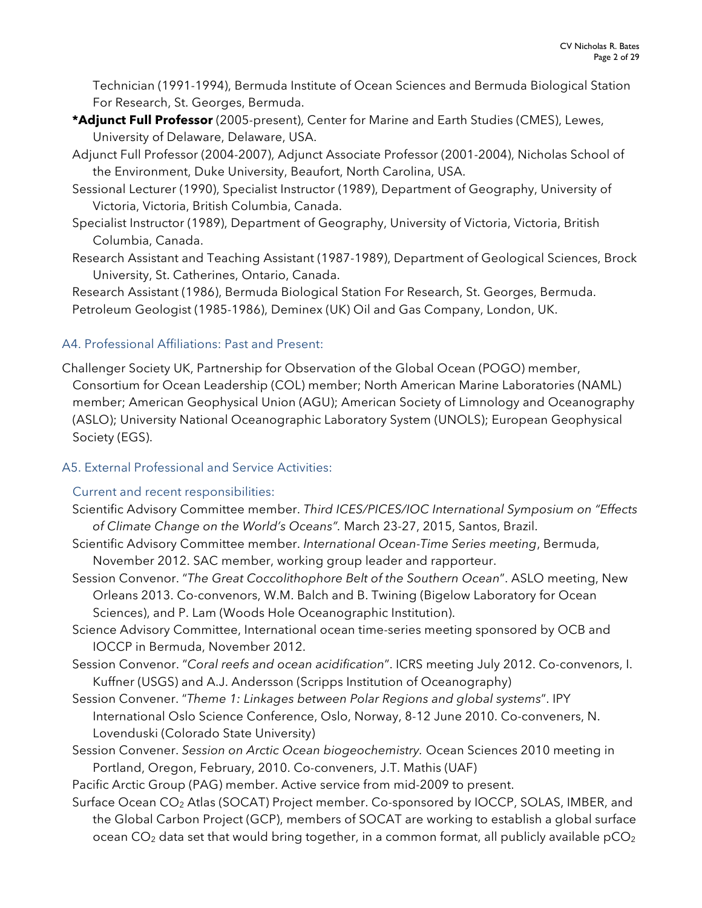Technician (1991-1994), Bermuda Institute of Ocean Sciences and Bermuda Biological Station For Research, St. Georges, Bermuda.

***Adjunct Full Professor** (2005-present), Center for Marine and Earth Studies (CMES), Lewes, University of Delaware, Delaware, USA.

Adjunct Full Professor (2004-2007), Adjunct Associate Professor (2001-2004), Nicholas School of the Environment, Duke University, Beaufort, North Carolina, USA.

Sessional Lecturer (1990), Specialist Instructor (1989), Department of Geography, University of Victoria, Victoria, British Columbia, Canada.

Specialist Instructor (1989), Department of Geography, University of Victoria, Victoria, British Columbia, Canada.

Research Assistant and Teaching Assistant (1987-1989), Department of Geological Sciences, Brock University, St. Catherines, Ontario, Canada.

Research Assistant (1986), Bermuda Biological Station For Research, St. Georges, Bermuda.

Petroleum Geologist (1985-1986), Deminex (UK) Oil and Gas Company, London, UK.

## A4. Professional Affiliations: Past and Present:

Challenger Society UK, Partnership for Observation of the Global Ocean (POGO) member, Consortium for Ocean Leadership (COL) member; North American Marine Laboratories (NAML) member; American Geophysical Union (AGU); American Society of Limnology and Oceanography (ASLO); University National Oceanographic Laboratory System (UNOLS); European Geophysical Society (EGS).

## A5. External Professional and Service Activities:

### Current and recent responsibilities:

Scientific Advisory Committee member. *Third ICES/PICES/IOC International Symposium on "Effects of Climate Change on the World's Oceans".* March 23-27, 2015, Santos, Brazil.

Scientific Advisory Committee member. *International Ocean-Time Series meeting*, Bermuda, November 2012. SAC member, working group leader and rapporteur.

Session Convenor. "*The Great Coccolithophore Belt of the Southern Ocean*". ASLO meeting, New Orleans 2013. Co-convenors, W.M. Balch and B. Twining (Bigelow Laboratory for Ocean Sciences), and P. Lam (Woods Hole Oceanographic Institution).

Science Advisory Committee, International ocean time-series meeting sponsored by OCB and IOCCP in Bermuda, November 2012.

Session Convenor. "*Coral reefs and ocean acidification*". ICRS meeting July 2012. Co-convenors, I. Kuffner (USGS) and A.J. Andersson (Scripps Institution of Oceanography)

Session Convener. "*Theme 1: Linkages between Polar Regions and global systems*". IPY International Oslo Science Conference, Oslo, Norway, 8-12 June 2010. Co-conveners, N. Lovenduski (Colorado State University)

Session Convener. *Session on Arctic Ocean biogeochemistry.* Ocean Sciences 2010 meeting in Portland, Oregon, February, 2010. Co-conveners, J.T. Mathis (UAF)

Pacific Arctic Group (PAG) member. Active service from mid-2009 to present.

Surface Ocean $CO_2$ Atlas (SOCAT) Project member. Co-sponsored by IOCCP, SOLAS, IMBER, and the Global Carbon Project (GCP), members of SOCAT are working to establish a global surface ocean $CO_2$ data set that would bring together, in a common format, all publicly available $pCO_2$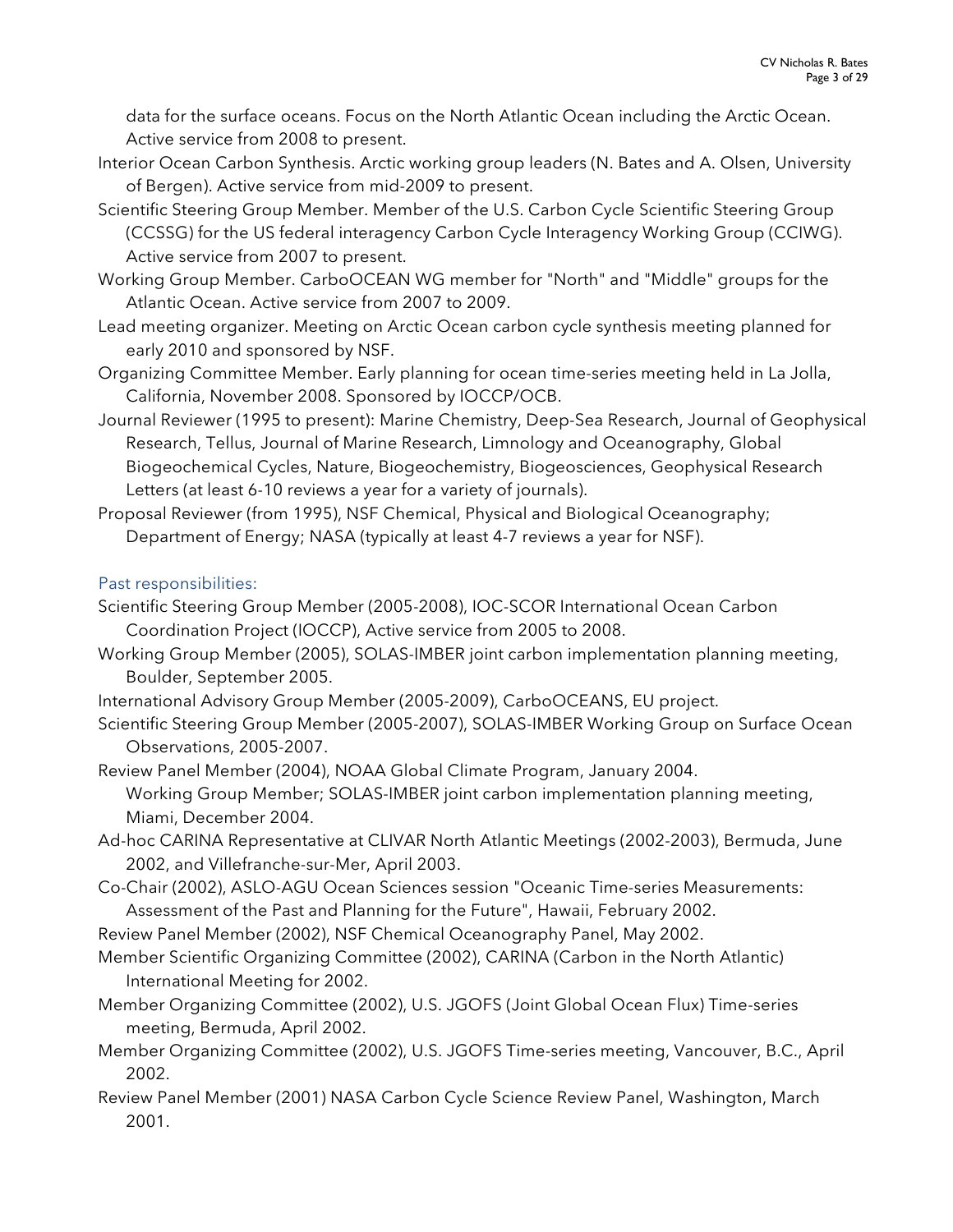data for the surface oceans. Focus on the North Atlantic Ocean including the Arctic Ocean. Active service from 2008 to present.

Interior Ocean Carbon Synthesis. Arctic working group leaders (N. Bates and A. Olsen, University of Bergen). Active service from mid-2009 to present.

Scientific Steering Group Member. Member of the U.S. Carbon Cycle Scientific Steering Group (CCSSG) for the US federal interagency Carbon Cycle Interagency Working Group (CCIWG). Active service from 2007 to present.

Working Group Member. CarboOCEAN WG member for "North" and "Middle" groups for the Atlantic Ocean. Active service from 2007 to 2009.

Lead meeting organizer. Meeting on Arctic Ocean carbon cycle synthesis meeting planned for early 2010 and sponsored by NSF.

Organizing Committee Member. Early planning for ocean time-series meeting held in La Jolla, California, November 2008. Sponsored by IOCCP/OCB.

Journal Reviewer (1995 to present): Marine Chemistry, Deep-Sea Research, Journal of Geophysical Research, Tellus, Journal of Marine Research, Limnology and Oceanography, Global Biogeochemical Cycles, Nature, Biogeochemistry, Biogeosciences, Geophysical Research Letters (at least 6-10 reviews a year for a variety of journals).

Proposal Reviewer (from 1995), NSF Chemical, Physical and Biological Oceanography; Department of Energy; NASA (typically at least 4-7 reviews a year for NSF).

### Past responsibilities:

Scientific Steering Group Member (2005-2008), IOC-SCOR International Ocean Carbon Coordination Project (IOCCP), Active service from 2005 to 2008.

Working Group Member (2005), SOLAS-IMBER joint carbon implementation planning meeting, Boulder, September 2005.

International Advisory Group Member (2005-2009), CarboOCEANS, EU project.

Scientific Steering Group Member (2005-2007), SOLAS-IMBER Working Group on Surface Ocean Observations, 2005-2007.

Review Panel Member (2004), NOAA Global Climate Program, January 2004.
Working Group Member; SOLAS-IMBER joint carbon implementation planning meeting, Miami, December 2004.

Ad-hoc CARINA Representative at CLIVAR North Atlantic Meetings (2002-2003), Bermuda, June 2002, and Villefranche-sur-Mer, April 2003.

Co-Chair (2002), ASLO-AGU Ocean Sciences session "Oceanic Time-series Measurements: Assessment of the Past and Planning for the Future", Hawaii, February 2002.

Review Panel Member (2002), NSF Chemical Oceanography Panel, May 2002.

Member Scientific Organizing Committee (2002), CARINA (Carbon in the North Atlantic) International Meeting for 2002.

Member Organizing Committee (2002), U.S. JGOFS (Joint Global Ocean Flux) Time-series meeting, Bermuda, April 2002.

Member Organizing Committee (2002), U.S. JGOFS Time-series meeting, Vancouver, B.C., April 2002.

Review Panel Member (2001) NASA Carbon Cycle Science Review Panel, Washington, March 2001.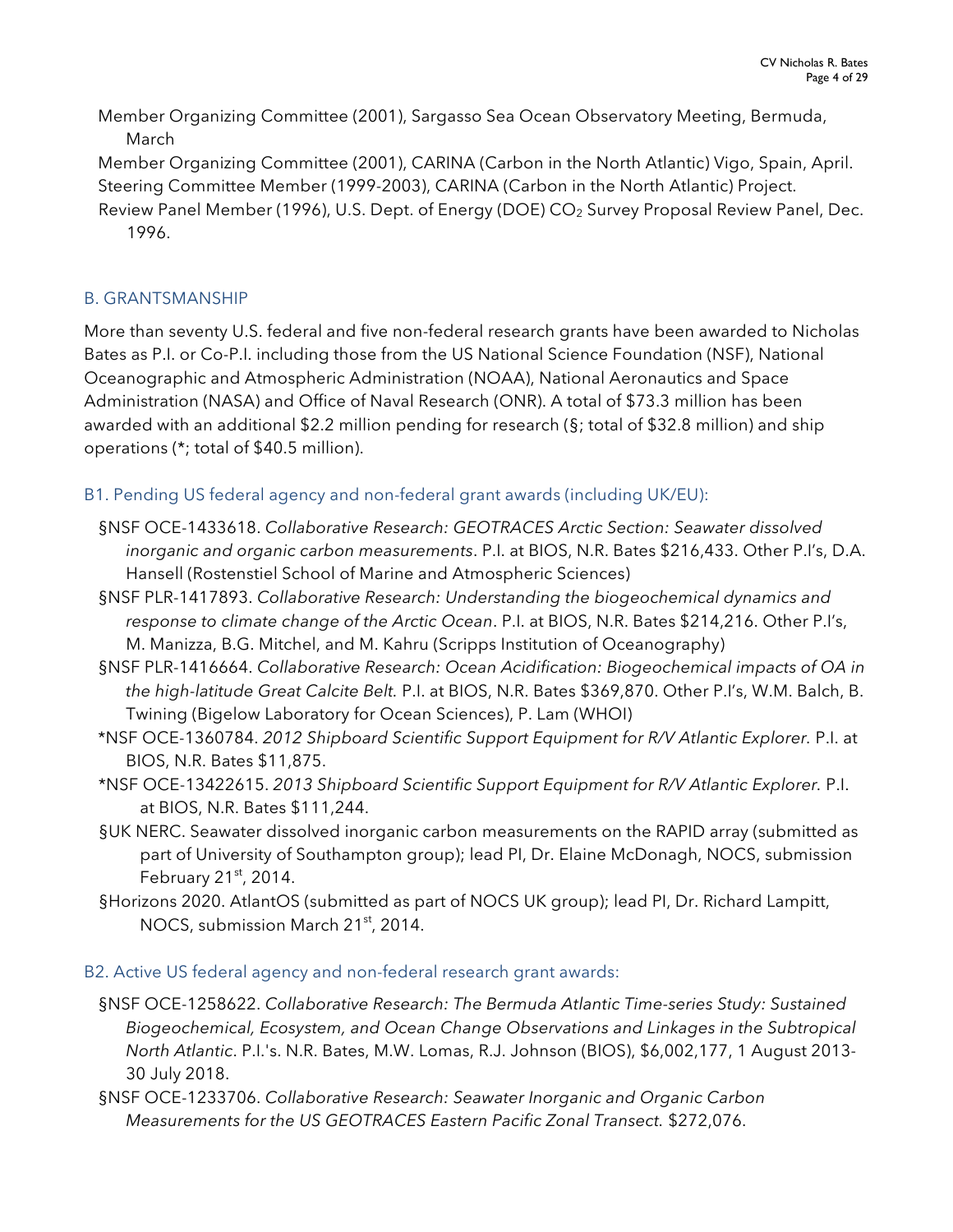Member Organizing Committee (2001), Sargasso Sea Ocean Observatory Meeting, Bermuda, March

Member Organizing Committee (2001), CARINA (Carbon in the North Atlantic) Vigo, Spain, April.

Steering Committee Member (1999-2003), CARINA (Carbon in the North Atlantic) Project.

Review Panel Member (1996), U.S. Dept. of Energy (DOE) $CO_2$ Survey Proposal Review Panel, Dec. 1996.

## B. GRANTSMANSHIP

More than seventy U.S. federal and five non-federal research grants have been awarded to Nicholas Bates as P.I. or Co-P.I. including those from the US National Science Foundation (NSF), National Oceanographic and Atmospheric Administration (NOAA), National Aeronautics and Space Administration (NASA) and Office of Naval Research (ONR). A total of $73.3 million has been awarded with an additional $2.2 million pending for research (§; total of $32.8 million) and ship operations (*; total of $40.5 million).

### B1. Pending US federal agency and non-federal grant awards (including UK/EU):

§NSF OCE-1433618. *Collaborative Research: GEOTRACES Arctic Section: Seawater dissolved inorganic and organic carbon measurements*. P.I. at BIOS, N.R. Bates $216,433. Other P.I's, D.A. Hansell (Rostenstiel School of Marine and Atmospheric Sciences)

§NSF PLR-1417893. *Collaborative Research: Understanding the biogeochemical dynamics and response to climate change of the Arctic Ocean*. P.I. at BIOS, N.R. Bates $214,216. Other P.I's, M. Manizza, B.G. Mitchel, and M. Kahru (Scripps Institution of Oceanography)

§NSF PLR-1416664. *Collaborative Research: Ocean Acidification: Biogeochemical impacts of OA in the high-latitude Great Calcite Belt.* P.I. at BIOS, N.R. Bates $369,870. Other P.I's, W.M. Balch, B. Twining (Bigelow Laboratory for Ocean Sciences), P. Lam (WHOI)

*NSF OCE-1360784. *2012 Shipboard Scientific Support Equipment for R/V Atlantic Explorer.* P.I. at BIOS, N.R. Bates $11,875.

*NSF OCE-13422615. *2013 Shipboard Scientific Support Equipment for R/V Atlantic Explorer.* P.I. at BIOS, N.R. Bates $111,244.

§UK NERC. Seawater dissolved inorganic carbon measurements on the RAPID array (submitted as part of University of Southampton group); lead PI, Dr. Elaine McDonagh, NOCS, submission February 21st, 2014.

§Horizons 2020. AtlantOS (submitted as part of NOCS UK group); lead PI, Dr. Richard Lampitt, NOCS, submission March 21st, 2014.

### B2. Active US federal agency and non-federal research grant awards:

§NSF OCE-1258622. *Collaborative Research: The Bermuda Atlantic Time-series Study: Sustained Biogeochemical, Ecosystem, and Ocean Change Observations and Linkages in the Subtropical North Atlantic*. P.I.'s. N.R. Bates, M.W. Lomas, R.J. Johnson (BIOS), $6,002,177, 1 August 2013-30 July 2018.

§NSF OCE-1233706. *Collaborative Research: Seawater Inorganic and Organic Carbon Measurements for the US GEOTRACES Eastern Pacific Zonal Transect.* $272,076.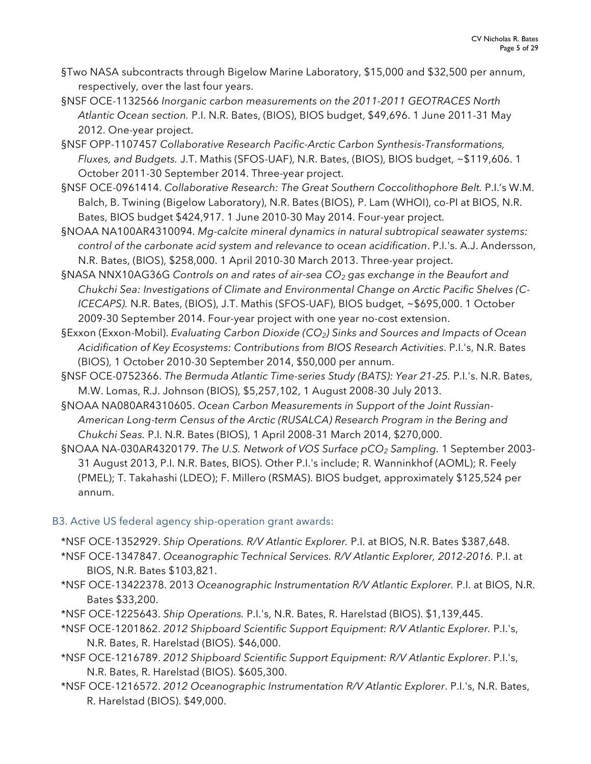§Two NASA subcontracts through Bigelow Marine Laboratory, $15,000 and $32,500 per annum, respectively, over the last four years.

§NSF OCE-1132566 *Inorganic carbon measurements on the 2011-2011 GEOTRACES North Atlantic Ocean section.* P.I. N.R. Bates, (BIOS), BIOS budget, $49,696. 1 June 2011-31 May 2012. One-year project.

§NSF OPP-1107457 *Collaborative Research Pacific-Arctic Carbon Synthesis-Transformations, Fluxes, and Budgets.* J.T. Mathis (SFOS-UAF), N.R. Bates, (BIOS), BIOS budget, ~$119,606. 1 October 2011-30 September 2014. Three-year project.

§NSF OCE-0961414. *Collaborative Research: The Great Southern Coccolithophore Belt.* P.I.'s W.M. Balch, B. Twining (Bigelow Laboratory), N.R. Bates (BIOS), P. Lam (WHOI), co-PI at BIOS, N.R. Bates, BIOS budget $424,917. 1 June 2010-30 May 2014. Four-year project.

§NOAA NA100AR4310094. *Mg-calcite mineral dynamics in natural subtropical seawater systems: control of the carbonate acid system and relevance to ocean acidification*. P.I.'s. A.J. Andersson, N.R. Bates, (BIOS), $258,000. 1 April 2010-30 March 2013. Three-year project.

§NASA NNX10AG36G *Controls on and rates of air-sea $CO_2$ gas exchange in the Beaufort and Chukchi Sea: Investigations of Climate and Environmental Change on Arctic Pacific Shelves (C-ICECAPS).* N.R. Bates, (BIOS), J.T. Mathis (SFOS-UAF), BIOS budget, ~$695,000. 1 October 2009-30 September 2014. Four-year project with one year no-cost extension.

§Exxon (Exxon-Mobil). *Evaluating Carbon Dioxide ($CO_2$) Sinks and Sources and Impacts of Ocean Acidification of Key Ecosystems: Contributions from BIOS Research Activities*. P.I.'s, N.R. Bates (BIOS), 1 October 2010-30 September 2014, $50,000 per annum.

§NSF OCE-0752366. *The Bermuda Atlantic Time-series Study (BATS): Year 21-25.* P.I.'s. N.R. Bates, M.W. Lomas, R.J. Johnson (BIOS), $5,257,102, 1 August 2008-30 July 2013.

§NOAA NA080AR4310605. *Ocean Carbon Measurements in Support of the Joint Russian-American Long-term Census of the Arctic (RUSALCA) Research Program in the Bering and Chukchi Seas.* P.I. N.R. Bates (BIOS), 1 April 2008-31 March 2014, $270,000.

§NOAA NA-030AR4320179. *The U.S. Network of VOS Surface $pCO_2$ Sampling.* 1 September 2003-31 August 2013, P.I. N.R. Bates, BIOS). Other P.I.'s include; R. Wanninkhof (AOML); R. Feely (PMEL); T. Takahashi (LDEO); F. Millero (RSMAS). BIOS budget, approximately $125,524 per annum.

## B3. Active US federal agency ship-operation grant awards:

*NSF OCE-1352929. *Ship Operations. R/V Atlantic Explorer.* P.I. at BIOS, N.R. Bates $387,648.

*NSF OCE-1347847. *Oceanographic Technical Services. R/V Atlantic Explorer, 2012-2016.* P.I. at BIOS, N.R. Bates $103,821.

*NSF OCE-13422378. 2013 *Oceanographic Instrumentation R/V Atlantic Explorer.* P.I. at BIOS, N.R. Bates $33,200.

*NSF OCE-1225643. *Ship Operations.* P.I.'s, N.R. Bates, R. Harelstad (BIOS). $1,139,445.

*NSF OCE-1201862. *2012 Shipboard Scientific Support Equipment: R/V Atlantic Explorer.* P.I.'s, N.R. Bates, R. Harelstad (BIOS). $46,000.

*NSF OCE-1216789. *2012 Shipboard Scientific Support Equipment: R/V Atlantic Explorer*. P.I.'s, N.R. Bates, R. Harelstad (BIOS). $605,300.

*NSF OCE-1216572. *2012 Oceanographic Instrumentation R/V Atlantic Explorer*. P.I.'s, N.R. Bates, R. Harelstad (BIOS). $49,000.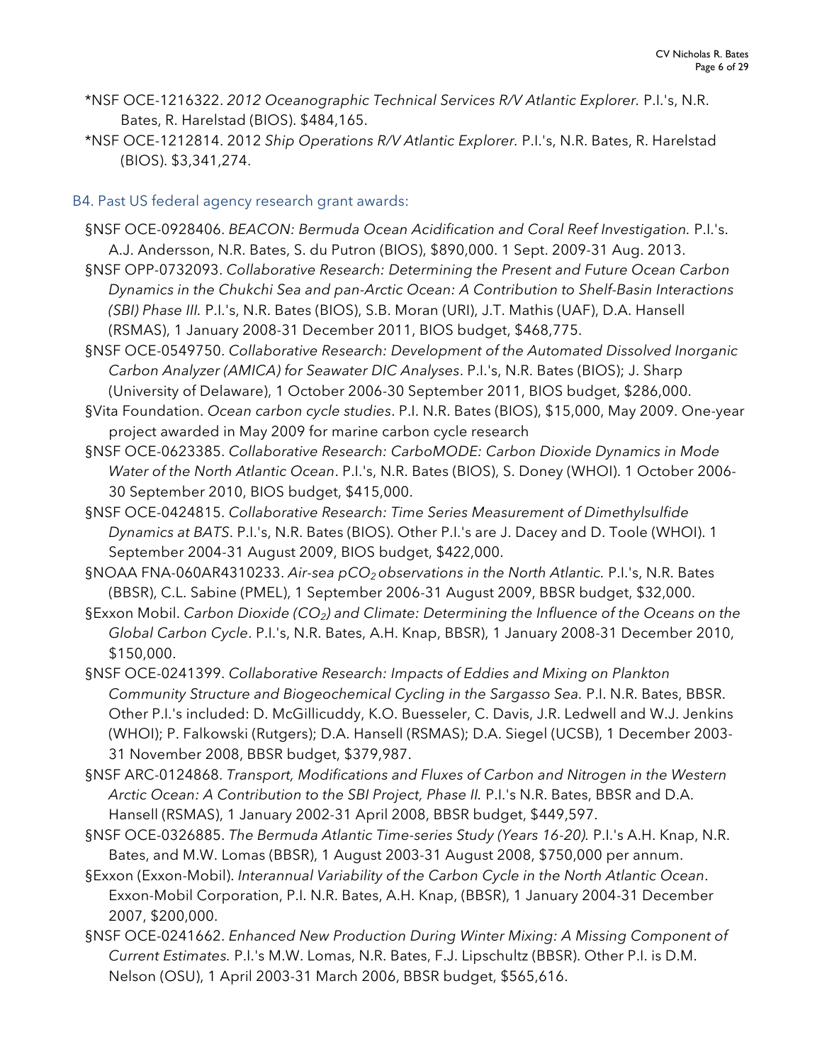*NSF OCE-1216322. *2012 Oceanographic Technical Services R/V Atlantic Explorer.* P.I.'s, N.R. Bates, R. Harelstad (BIOS). $484,165.

*NSF OCE-1212814. 2012 *Ship Operations R/V Atlantic Explorer.* P.I.'s, N.R. Bates, R. Harelstad (BIOS). $3,341,274.

### B4. Past US federal agency research grant awards:

§NSF OCE-0928406. *BEACON: Bermuda Ocean Acidification and Coral Reef Investigation.* P.I.'s. A.J. Andersson, N.R. Bates, S. du Putron (BIOS), $890,000. 1 Sept. 2009-31 Aug. 2013.

§NSF OPP-0732093. *Collaborative Research: Determining the Present and Future Ocean Carbon Dynamics in the Chukchi Sea and pan-Arctic Ocean: A Contribution to Shelf-Basin Interactions (SBI) Phase III.* P.I.'s, N.R. Bates (BIOS), S.B. Moran (URI), J.T. Mathis (UAF), D.A. Hansell (RSMAS), 1 January 2008-31 December 2011, BIOS budget, $468,775.

§NSF OCE-0549750. *Collaborative Research: Development of the Automated Dissolved Inorganic Carbon Analyzer (AMICA) for Seawater DIC Analyses*. P.I.'s, N.R. Bates (BIOS); J. Sharp (University of Delaware), 1 October 2006-30 September 2011, BIOS budget, $286,000.

§Vita Foundation. *Ocean carbon cycle studies*. P.I. N.R. Bates (BIOS), $15,000, May 2009. One-year project awarded in May 2009 for marine carbon cycle research

§NSF OCE-0623385. *Collaborative Research: CarboMODE: Carbon Dioxide Dynamics in Mode Water of the North Atlantic Ocean*. P.I.'s, N.R. Bates (BIOS), S. Doney (WHOI). 1 October 2006-30 September 2010, BIOS budget, $415,000.

§NSF OCE-0424815. *Collaborative Research: Time Series Measurement of Dimethylsulfide Dynamics at BATS*. P.I.'s, N.R. Bates (BIOS). Other P.I.'s are J. Dacey and D. Toole (WHOI). 1 September 2004-31 August 2009, BIOS budget, $422,000.

§NOAA FNA-060AR4310233. *Air-sea $pCO_2$ observations in the North Atlantic.* P.I.'s, N.R. Bates (BBSR), C.L. Sabine (PMEL), 1 September 2006-31 August 2009, BBSR budget, $32,000.

§Exxon Mobil. *Carbon Dioxide ($CO_2$) and Climate: Determining the Influence of the Oceans on the Global Carbon Cycle*. P.I.'s, N.R. Bates, A.H. Knap, BBSR), 1 January 2008-31 December 2010, $150,000.

§NSF OCE-0241399. *Collaborative Research: Impacts of Eddies and Mixing on Plankton Community Structure and Biogeochemical Cycling in the Sargasso Sea.* P.I. N.R. Bates, BBSR. Other P.I.'s included: D. McGillicuddy, K.O. Buesseler, C. Davis, J.R. Ledwell and W.J. Jenkins (WHOI); P. Falkowski (Rutgers); D.A. Hansell (RSMAS); D.A. Siegel (UCSB), 1 December 2003-31 November 2008, BBSR budget, $379,987.

§NSF ARC-0124868. *Transport, Modifications and Fluxes of Carbon and Nitrogen in the Western Arctic Ocean: A Contribution to the SBI Project, Phase II.* P.I.'s N.R. Bates, BBSR and D.A. Hansell (RSMAS), 1 January 2002-31 April 2008, BBSR budget, $449,597.

§NSF OCE-0326885. *The Bermuda Atlantic Time-series Study (Years 16-20).* P.I.'s A.H. Knap, N.R. Bates, and M.W. Lomas (BBSR), 1 August 2003-31 August 2008, $750,000 per annum.

§Exxon (Exxon-Mobil). *Interannual Variability of the Carbon Cycle in the North Atlantic Ocean*. Exxon-Mobil Corporation, P.I. N.R. Bates, A.H. Knap, (BBSR), 1 January 2004-31 December 2007, $200,000.

§NSF OCE-0241662. *Enhanced New Production During Winter Mixing: A Missing Component of Current Estimates.* P.I.'s M.W. Lomas, N.R. Bates, F.J. Lipschultz (BBSR). Other P.I. is D.M. Nelson (OSU), 1 April 2003-31 March 2006, BBSR budget, $565,616.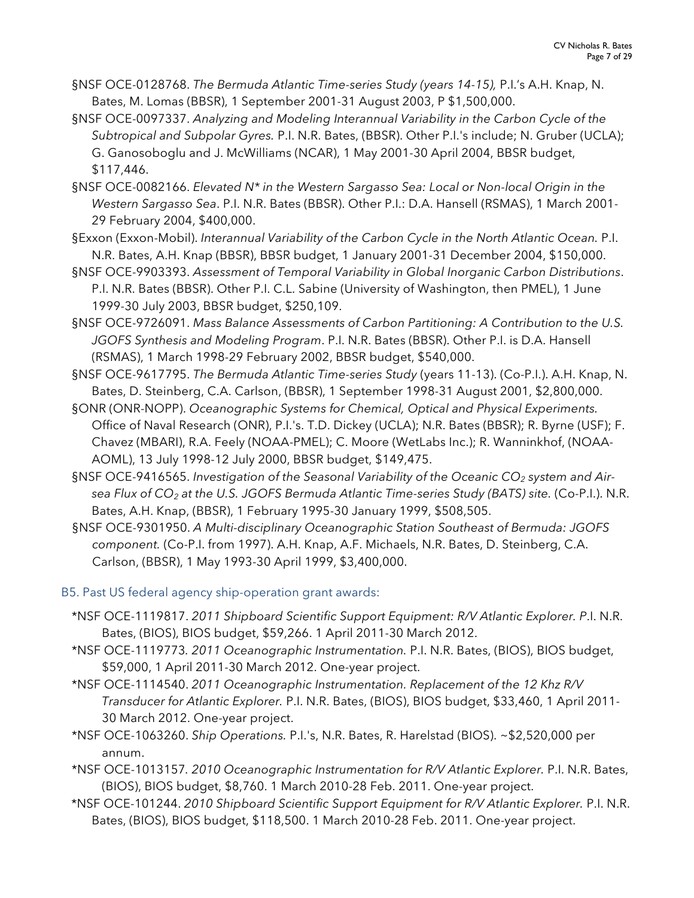§NSF OCE-0128768. *The Bermuda Atlantic Time-series Study (years 14-15),* P.I.'s A.H. Knap, N. Bates, M. Lomas (BBSR), 1 September 2001-31 August 2003, P $1,500,000.

§NSF OCE-0097337. *Analyzing and Modeling Interannual Variability in the Carbon Cycle of the Subtropical and Subpolar Gyres.* P.I. N.R. Bates, (BBSR). Other P.I.'s include; N. Gruber (UCLA); G. Ganosoboglu and J. McWilliams (NCAR), 1 May 2001-30 April 2004, BBSR budget, $117,446.

§NSF OCE-0082166. *Elevated N* in the Western Sargasso Sea: Local or Non-local Origin in the Western Sargasso Sea*. P.I. N.R. Bates (BBSR). Other P.I.: D.A. Hansell (RSMAS), 1 March 2001-29 February 2004, $400,000.

§Exxon (Exxon-Mobil). *Interannual Variability of the Carbon Cycle in the North Atlantic Ocean.* P.I. N.R. Bates, A.H. Knap (BBSR), BBSR budget, 1 January 2001-31 December 2004, $150,000.

§NSF OCE-9903393. *Assessment of Temporal Variability in Global Inorganic Carbon Distributions*. P.I. N.R. Bates (BBSR). Other P.I. C.L. Sabine (University of Washington, then PMEL), 1 June 1999-30 July 2003, BBSR budget, $250,109.

§NSF OCE-9726091. *Mass Balance Assessments of Carbon Partitioning: A Contribution to the U.S. JGOFS Synthesis and Modeling Program*. P.I. N.R. Bates (BBSR). Other P.I. is D.A. Hansell (RSMAS), 1 March 1998-29 February 2002, BBSR budget, $540,000.

§NSF OCE-9617795. *The Bermuda Atlantic Time-series Study* (years 11-13). (Co-P.I.). A.H. Knap, N. Bates, D. Steinberg, C.A. Carlson, (BBSR), 1 September 1998-31 August 2001, $2,800,000.

§ONR (ONR-NOPP). *Oceanographic Systems for Chemical, Optical and Physical Experiments.* Office of Naval Research (ONR), P.I.'s. T.D. Dickey (UCLA); N.R. Bates (BBSR); R. Byrne (USF); F. Chavez (MBARI), R.A. Feely (NOAA-PMEL); C. Moore (WetLabs Inc.); R. Wanninkhof, (NOAA-AOML), 13 July 1998-12 July 2000, BBSR budget, $149,475.

§NSF OCE-9416565. *Investigation of the Seasonal Variability of the Oceanic $CO_2$ system and Air-sea Flux of $CO_2$ at the U.S. JGOFS Bermuda Atlantic Time-series Study (BATS) site.* (Co-P.I.). N.R. Bates, A.H. Knap, (BBSR), 1 February 1995-30 January 1999, $508,505.

§NSF OCE-9301950. *A Multi-disciplinary Oceanographic Station Southeast of Bermuda: JGOFS component.* (Co-P.I. from 1997). A.H. Knap, A.F. Michaels, N.R. Bates, D. Steinberg, C.A. Carlson, (BBSR), 1 May 1993-30 April 1999, $3,400,000.

### B5. Past US federal agency ship-operation grant awards:

*NSF OCE-1119817. *2011 Shipboard Scientific Support Equipment: R/V Atlantic Explorer. P*.I. N.R. Bates, (BIOS), BIOS budget, $59,266. 1 April 2011-30 March 2012.

*NSF OCE-1119773. *2011 Oceanographic Instrumentation.* P.I. N.R. Bates, (BIOS), BIOS budget, $59,000, 1 April 2011-30 March 2012. One-year project.

*NSF OCE-1114540. *2011 Oceanographic Instrumentation. Replacement of the 12 Khz R/V Transducer for Atlantic Explorer.* P.I. N.R. Bates, (BIOS), BIOS budget, $33,460, 1 April 2011-30 March 2012. One-year project.

*NSF OCE-1063260. *Ship Operations.* P.I.'s, N.R. Bates, R. Harelstad (BIOS). ~$2,520,000 per annum.

*NSF OCE-1013157. *2010 Oceanographic Instrumentation for R/V Atlantic Explorer.* P.I. N.R. Bates, (BIOS), BIOS budget, $8,760. 1 March 2010-28 Feb. 2011. One-year project.

*NSF OCE-101244. *2010 Shipboard Scientific Support Equipment for R/V Atlantic Explorer.* P.I. N.R. Bates, (BIOS), BIOS budget, $118,500. 1 March 2010-28 Feb. 2011. One-year project.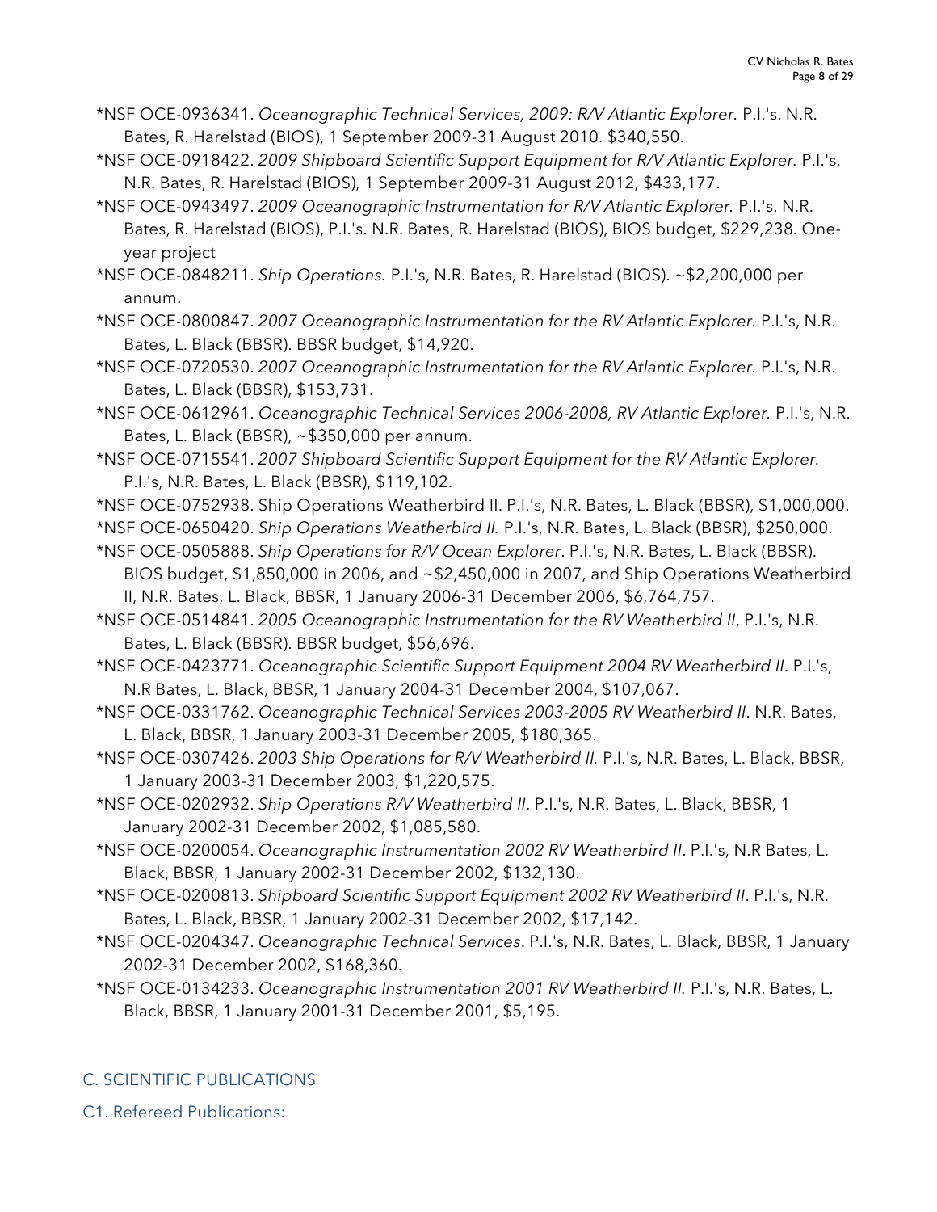*NSF OCE-0936341. *Oceanographic Technical Services, 2009: R/V Atlantic Explorer.* P.I.'s. N.R. Bates, R. Harelstad (BIOS), 1 September 2009-31 August 2010. $340,550.

*NSF OCE-0918422. *2009 Shipboard Scientific Support Equipment for R/V Atlantic Explorer.* P.I.'s. N.R. Bates, R. Harelstad (BIOS), 1 September 2009-31 August 2012, $433,177.

*NSF OCE-0943497. *2009 Oceanographic Instrumentation for R/V Atlantic Explorer.* P.I.'s. N.R. Bates, R. Harelstad (BIOS), P.I.'s. N.R. Bates, R. Harelstad (BIOS), BIOS budget, $229,238. One-year project

*NSF OCE-0848211. *Ship Operations.* P.I.'s, N.R. Bates, R. Harelstad (BIOS). ~$2,200,000 per annum.

*NSF OCE-0800847. *2007 Oceanographic Instrumentation for the RV Atlantic Explorer.* P.I.'s, N.R. Bates, L. Black (BBSR). BBSR budget, $14,920.

*NSF OCE-0720530. *2007 Oceanographic Instrumentation for the RV Atlantic Explorer.* P.I.'s, N.R. Bates, L. Black (BBSR), $153,731.

*NSF OCE-0612961. *Oceanographic Technical Services 2006-2008, RV Atlantic Explorer.* P.I.'s, N.R. Bates, L. Black (BBSR), ~$350,000 per annum.

*NSF OCE-0715541. *2007 Shipboard Scientific Support Equipment for the RV Atlantic Explorer.* P.I.'s, N.R. Bates, L. Black (BBSR), $119,102.

*NSF OCE-0752938. Ship Operations Weatherbird II. P.I.'s, N.R. Bates, L. Black (BBSR), $1,000,000.

*NSF OCE-0650420. *Ship Operations Weatherbird II.* P.I.'s, N.R. Bates, L. Black (BBSR), $250,000.

*NSF OCE-0505888. *Ship Operations for R/V Ocean Explorer*. P.I.'s, N.R. Bates, L. Black (BBSR). BIOS budget, $1,850,000 in 2006, and ~$2,450,000 in 2007, and Ship Operations Weatherbird II, N.R. Bates, L. Black, BBSR, 1 January 2006-31 December 2006, $6,764,757.

*NSF OCE-0514841. *2005 Oceanographic Instrumentation for the RV Weatherbird II*, P.I.'s, N.R. Bates, L. Black (BBSR). BBSR budget, $56,696.

*NSF OCE-0423771. *Oceanographic Scientific Support Equipment 2004 RV Weatherbird II*. P.I.'s, N.R Bates, L. Black, BBSR, 1 January 2004-31 December 2004, $107,067.

*NSF OCE-0331762. *Oceanographic Technical Services 2003-2005 RV Weatherbird II*. N.R. Bates, L. Black, BBSR, 1 January 2003-31 December 2005, $180,365.

*NSF OCE-0307426. *2003 Ship Operations for R/V Weatherbird II.* P.I.'s, N.R. Bates, L. Black, BBSR, 1 January 2003-31 December 2003, $1,220,575.

*NSF OCE-0202932. *Ship Operations R/V Weatherbird II*. P.I.'s, N.R. Bates, L. Black, BBSR, 1 January 2002-31 December 2002, $1,085,580.

*NSF OCE-0200054. *Oceanographic Instrumentation 2002 RV Weatherbird II*. P.I.'s, N.R Bates, L. Black, BBSR, 1 January 2002-31 December 2002, $132,130.

*NSF OCE-0200813. *Shipboard Scientific Support Equipment 2002 RV Weatherbird II*. P.I.'s, N.R. Bates, L. Black, BBSR, 1 January 2002-31 December 2002, $17,142.

*NSF OCE-0204347. *Oceanographic Technical Services*. P.I.'s, N.R. Bates, L. Black, BBSR, 1 January 2002-31 December 2002, $168,360.

*NSF OCE-0134233. *Oceanographic Instrumentation 2001 RV Weatherbird II.* P.I.'s, N.R. Bates, L. Black, BBSR, 1 January 2001-31 December 2001, $5,195.

## C. SCIENTIFIC PUBLICATIONS

### C1. Refereed Publications: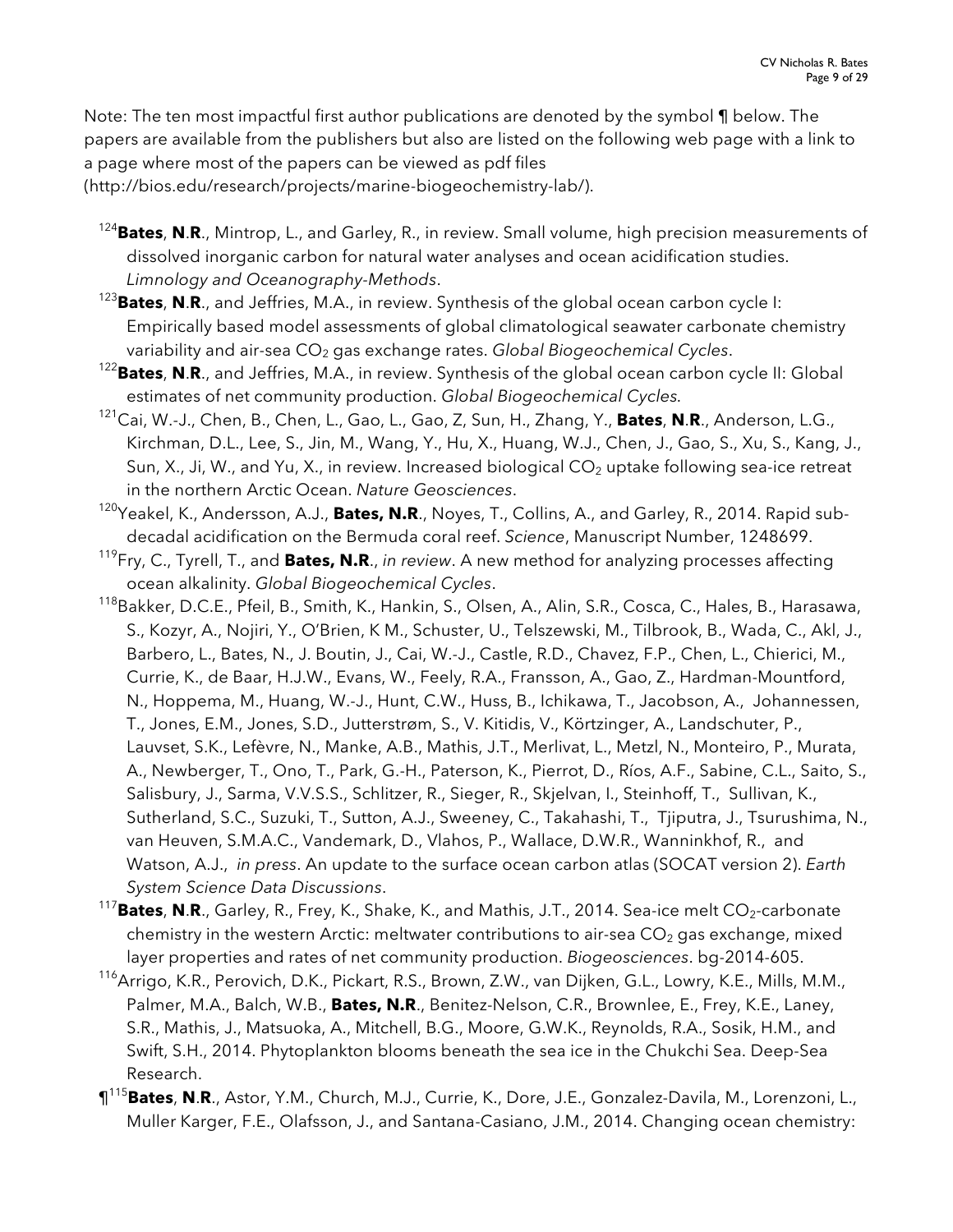Note: The ten most impactful first author publications are denoted by the symbol ¶ below. The papers are available from the publishers but also are listed on the following web page with a link to a page where most of the papers can be viewed as pdf files (http://bios.edu/research/projects/marine-biogeochemistry-lab/).

[124]**Bates**, **N**.**R**., Mintrop, L., and Garley, R., in review. Small volume, high precision measurements of dissolved inorganic carbon for natural water analyses and ocean acidification studies. *Limnology and Oceanography-Methods*.

[123]**Bates**, **N**.**R**., and Jeffries, M.A., in review. Synthesis of the global ocean carbon cycle I: Empirically based model assessments of global climatological seawater carbonate chemistry variability and air-sea $CO_2$ gas exchange rates. *Global Biogeochemical Cycles*.

[122]**Bates**, **N**.**R**., and Jeffries, M.A., in review. Synthesis of the global ocean carbon cycle II: Global estimates of net community production. *Global Biogeochemical Cycles.*

[121]Cai, W.-J., Chen, B., Chen, L., Gao, L., Gao, Z, Sun, H., Zhang, Y., **Bates**, **N**.**R**., Anderson, L.G., Kirchman, D.L., Lee, S., Jin, M., Wang, Y., Hu, X., Huang, W.J., Chen, J., Gao, S., Xu, S., Kang, J., Sun, X., Ji, W., and Yu, X., in review. Increased biological $CO_2$ uptake following sea-ice retreat in the northern Arctic Ocean. *Nature Geosciences*.

[120]Yeakel, K., Andersson, A.J., **Bates, N.R**., Noyes, T., Collins, A., and Garley, R., 2014. Rapid sub-decadal acidification on the Bermuda coral reef. *Science*, Manuscript Number, 1248699.

[119]Fry, C., Tyrell, T., and **Bates, N.R**., *in review*. A new method for analyzing processes affecting ocean alkalinity. *Global Biogeochemical Cycles*.

[118]Bakker, D.C.E., Pfeil, B., Smith, K., Hankin, S., Olsen, A., Alin, S.R., Cosca, C., Hales, B., Harasawa, S., Kozyr, A., Nojiri, Y., O'Brien, K M., Schuster, U., Telszewski, M., Tilbrook, B., Wada, C., Akl, J., Barbero, L., Bates, N., J. Boutin, J., Cai, W.-J., Castle, R.D., Chavez, F.P., Chen, L., Chierici, M., Currie, K., de Baar, H.J.W., Evans, W., Feely, R.A., Fransson, A., Gao, Z., Hardman-Mountford, N., Hoppema, M., Huang, W.-J., Hunt, C.W., Huss, B., Ichikawa, T., Jacobson, A., Johannessen, T., Jones, E.M., Jones, S.D., Jutterstrøm, S., V. Kitidis, V., Körtzinger, A., Landschuter, P., Lauvset, S.K., Lefèvre, N., Manke, A.B., Mathis, J.T., Merlivat, L., Metzl, N., Monteiro, P., Murata, A., Newberger, T., Ono, T., Park, G.-H., Paterson, K., Pierrot, D., Ríos, A.F., Sabine, C.L., Saito, S., Salisbury, J., Sarma, V.V.S.S., Schlitzer, R., Sieger, R., Skjelvan, I., Steinhoff, T., Sullivan, K., Sutherland, S.C., Suzuki, T., Sutton, A.J., Sweeney, C., Takahashi, T., Tjiputra, J., Tsurushima, N., van Heuven, S.M.A.C., Vandemark, D., Vlahos, P., Wallace, D.W.R., Wanninkhof, R., and Watson, A.J., *in press*. An update to the surface ocean carbon atlas (SOCAT version 2). *Earth System Science Data Discussions*.

[117]**Bates**, **N**.**R**., Garley, R., Frey, K., Shake, K., and Mathis, J.T., 2014. Sea-ice melt $CO_2$-carbonate chemistry in the western Arctic: meltwater contributions to air-sea $CO_2$ gas exchange, mixed layer properties and rates of net community production. *Biogeosciences*. bg-2014-605.

[116]Arrigo, K.R., Perovich, D.K., Pickart, R.S., Brown, Z.W., van Dijken, G.L., Lowry, K.E., Mills, M.M., Palmer, M.A., Balch, W.B., **Bates, N.R**., Benitez-Nelson, C.R., Brownlee, E., Frey, K.E., Laney, S.R., Mathis, J., Matsuoka, A., Mitchell, B.G., Moore, G.W.K., Reynolds, R.A., Sosik, H.M., and Swift, S.H., 2014. Phytoplankton blooms beneath the sea ice in the Chukchi Sea. Deep-Sea Research.

¶[115]**Bates**, **N**.**R**., Astor, Y.M., Church, M.J., Currie, K., Dore, J.E., Gonzalez-Davila, M., Lorenzoni, L., Muller Karger, F.E., Olafsson, J., and Santana-Casiano, J.M., 2014. Changing ocean chemistry: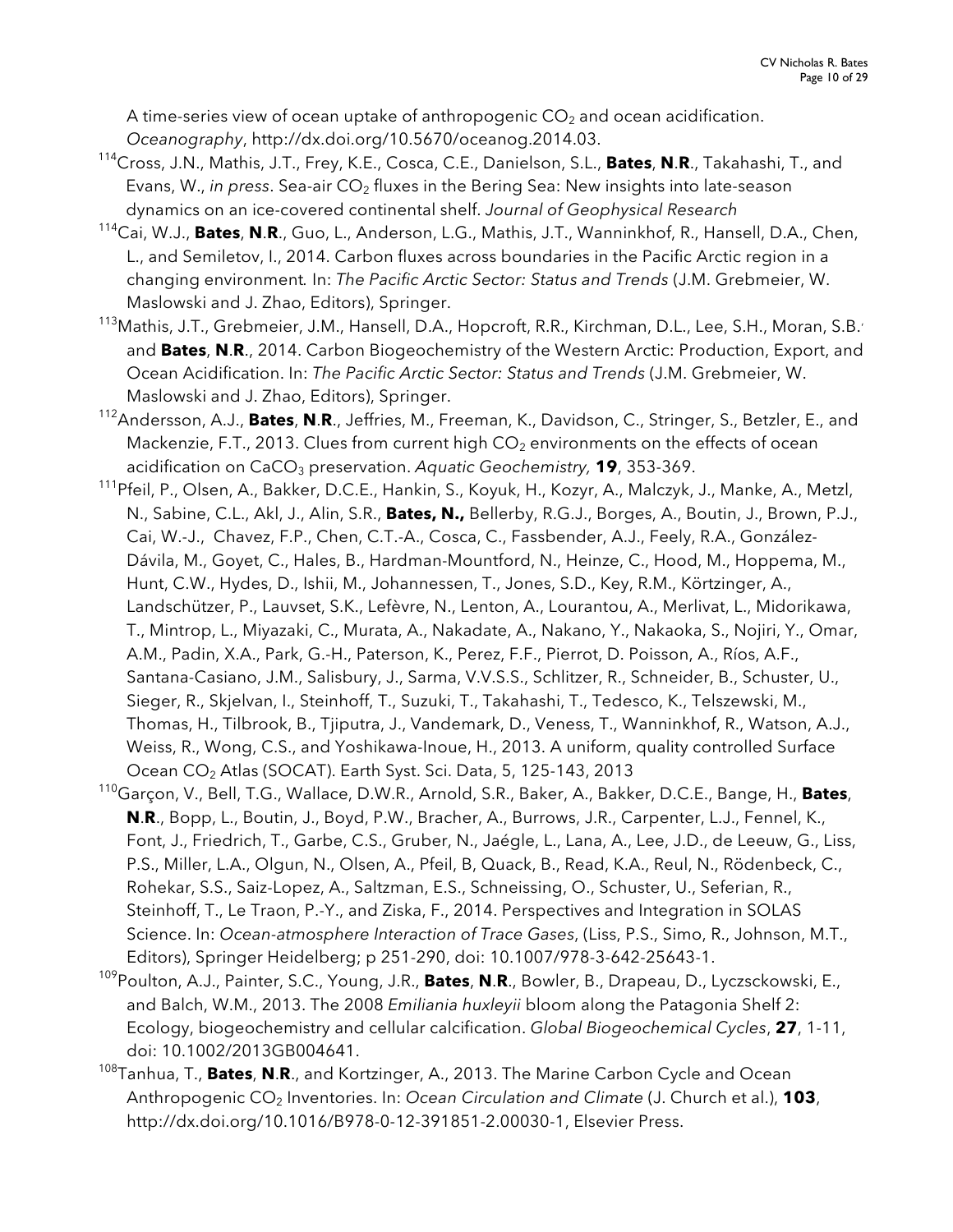A time-series view of ocean uptake of anthropogenic $CO_2$ and ocean acidification. *Oceanography*, http://dx.doi.org/10.5670/oceanog.2014.03.

[114]Cross, J.N., Mathis, J.T., Frey, K.E., Cosca, C.E., Danielson, S.L., **Bates**, **N**.**R**., Takahashi, T., and Evans, W., *in press*. Sea-air $CO_2$ fluxes in the Bering Sea: New insights into late-season dynamics on an ice-covered continental shelf. *Journal of Geophysical Research*

[114]Cai, W.J., **Bates**, **N**.**R**., Guo, L., Anderson, L.G., Mathis, J.T., Wanninkhof, R., Hansell, D.A., Chen, L., and Semiletov, I., 2014. Carbon fluxes across boundaries in the Pacific Arctic region in a changing environment. In: *The Pacific Arctic Sector: Status and Trends* (J.M. Grebmeier, W. Maslowski and J. Zhao, Editors), Springer.

[113]Mathis, J.T., Grebmeier, J.M., Hansell, D.A., Hopcroft, R.R., Kirchman, D.L., Lee, S.H., Moran, S.B., and **Bates**, **N**.**R**., 2014. Carbon Biogeochemistry of the Western Arctic: Production, Export, and Ocean Acidification. In: *The Pacific Arctic Sector: Status and Trends* (J.M. Grebmeier, W. Maslowski and J. Zhao, Editors), Springer.

[112]Andersson, A.J., **Bates**, **N**.**R**., Jeffries, M., Freeman, K., Davidson, C., Stringer, S., Betzler, E., and Mackenzie, F.T., 2013. Clues from current high $CO_2$ environments on the effects of ocean acidification on $CaCO_3$ preservation. *Aquatic Geochemistry,* **19**, 353-369.

[111]Pfeil, P., Olsen, A., Bakker, D.C.E., Hankin, S., Koyuk, H., Kozyr, A., Malczyk, J., Manke, A., Metzl, N., Sabine, C.L., Akl, J., Alin, S.R., **Bates, N.,** Bellerby, R.G.J., Borges, A., Boutin, J., Brown, P.J., Cai, W.-J., Chavez, F.P., Chen, C.T.-A., Cosca, C., Fassbender, A.J., Feely, R.A., González-Dávila, M., Goyet, C., Hales, B., Hardman-Mountford, N., Heinze, C., Hood, M., Hoppema, M., Hunt, C.W., Hydes, D., Ishii, M., Johannessen, T., Jones, S.D., Key, R.M., Körtzinger, A., Landschützer, P., Lauvset, S.K., Lefèvre, N., Lenton, A., Lourantou, A., Merlivat, L., Midorikawa, T., Mintrop, L., Miyazaki, C., Murata, A., Nakadate, A., Nakano, Y., Nakaoka, S., Nojiri, Y., Omar, A.M., Padin, X.A., Park, G.-H., Paterson, K., Perez, F.F., Pierrot, D. Poisson, A., Ríos, A.F., Santana-Casiano, J.M., Salisbury, J., Sarma, V.V.S.S., Schlitzer, R., Schneider, B., Schuster, U., Sieger, R., Skjelvan, I., Steinhoff, T., Suzuki, T., Takahashi, T., Tedesco, K., Telszewski, M., Thomas, H., Tilbrook, B., Tjiputra, J., Vandemark, D., Veness, T., Wanninkhof, R., Watson, A.J., Weiss, R., Wong, C.S., and Yoshikawa-Inoue, H., 2013. A uniform, quality controlled Surface Ocean $CO_2$ Atlas (SOCAT). Earth Syst. Sci. Data, 5, 125-143, 2013

[110]Garçon, V., Bell, T.G., Wallace, D.W.R., Arnold, S.R., Baker, A., Bakker, D.C.E., Bange, H., **Bates**, **N**.**R**., Bopp, L., Boutin, J., Boyd, P.W., Bracher, A., Burrows, J.R., Carpenter, L.J., Fennel, K., Font, J., Friedrich, T., Garbe, C.S., Gruber, N., Jaégle, L., Lana, A., Lee, J.D., de Leeuw, G., Liss, P.S., Miller, L.A., Olgun, N., Olsen, A., Pfeil, B, Quack, B., Read, K.A., Reul, N., Rödenbeck, C., Rohekar, S.S., Saiz-Lopez, A., Saltzman, E.S., Schneissing, O., Schuster, U., Seferian, R., Steinhoff, T., Le Traon, P.-Y., and Ziska, F., 2014. Perspectives and Integration in SOLAS Science. In: *Ocean-atmosphere Interaction of Trace Gases*, (Liss, P.S., Simo, R., Johnson, M.T., Editors), Springer Heidelberg; p 251-290, doi: 10.1007/978-3-642-25643-1.

[109]Poulton, A.J., Painter, S.C., Young, J.R., **Bates**, **N**.**R**., Bowler, B., Drapeau, D., Lyczsckowski, E., and Balch, W.M., 2013. The 2008 *Emiliania huxleyii* bloom along the Patagonia Shelf 2: Ecology, biogeochemistry and cellular calcification. *Global Biogeochemical Cycles*, **27**, 1-11, doi: 10.1002/2013GB004641.

[108]Tanhua, T., **Bates**, **N**.**R**., and Kortzinger, A., 2013. The Marine Carbon Cycle and Ocean Anthropogenic $CO_2$ Inventories. In: *Ocean Circulation and Climate* (J. Church et al.), **103**, http://dx.doi.org/10.1016/B978-0-12-391851-2.00030-1, Elsevier Press.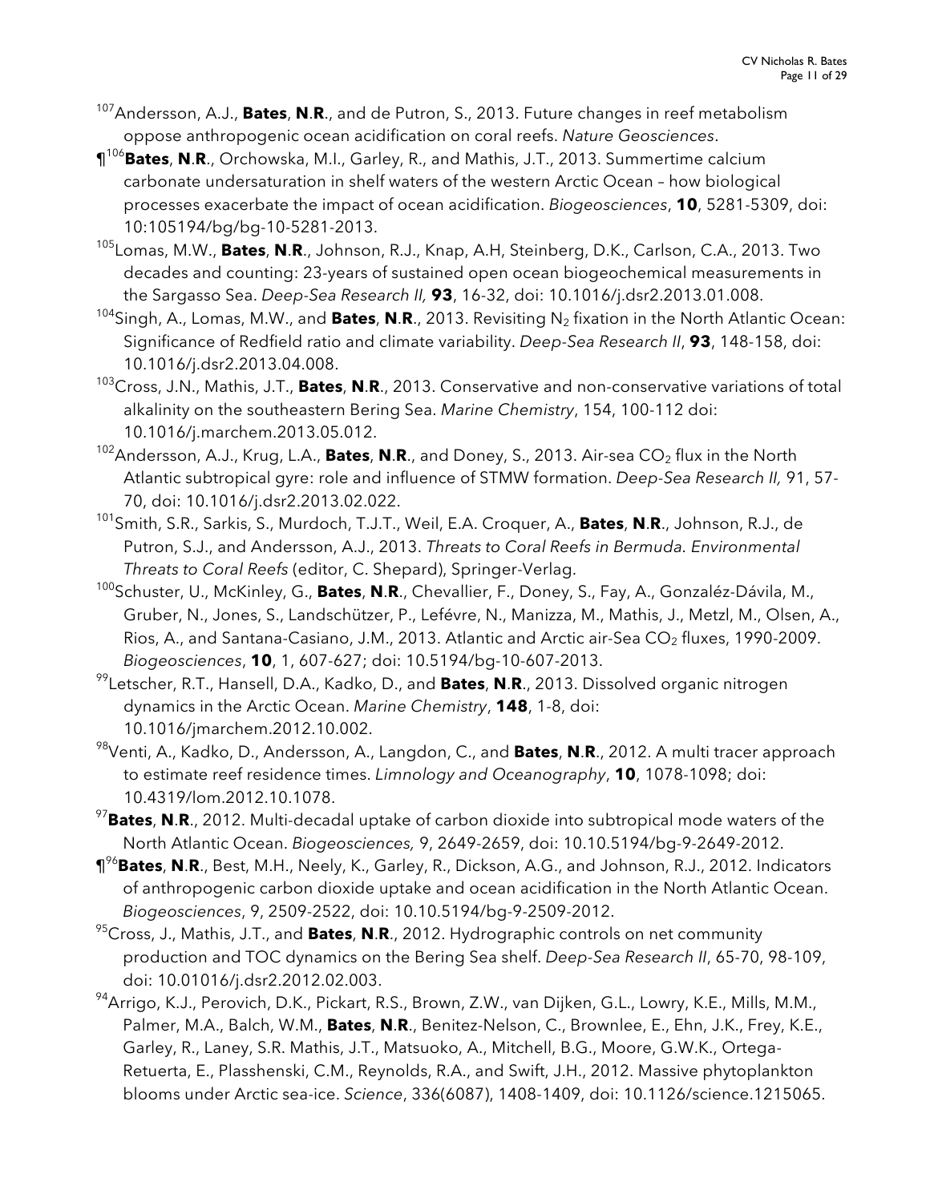[107]Andersson, A.J., **Bates**, **N**.**R**., and de Putron, S., 2013. Future changes in reef metabolism oppose anthropogenic ocean acidification on coral reefs. *Nature Geosciences*.

¶[106]**Bates**, **N**.**R**., Orchowska, M.I., Garley, R., and Mathis, J.T., 2013. Summertime calcium carbonate undersaturation in shelf waters of the western Arctic Ocean – how biological processes exacerbate the impact of ocean acidification. *Biogeosciences*, **10**, 5281-5309, doi: 10:105194/bg/bg-10-5281-2013.

[105]Lomas, M.W., **Bates**, **N**.**R**., Johnson, R.J., Knap, A.H, Steinberg, D.K., Carlson, C.A., 2013. Two decades and counting: 23-years of sustained open ocean biogeochemical measurements in the Sargasso Sea. *Deep-Sea Research II,* **93**, 16-32, doi: 10.1016/j.dsr2.2013.01.008.

[104]Singh, A., Lomas, M.W., and **Bates**, **N**.**R**., 2013. Revisiting $N_2$ fixation in the North Atlantic Ocean: Significance of Redfield ratio and climate variability. *Deep-Sea Research II*, **93**, 148-158, doi: 10.1016/j.dsr2.2013.04.008.

[103]Cross, J.N., Mathis, J.T., **Bates**, **N**.**R**., 2013. Conservative and non-conservative variations of total alkalinity on the southeastern Bering Sea. *Marine Chemistry*, 154, 100-112 doi: 10.1016/j.marchem.2013.05.012.

[102]Andersson, A.J., Krug, L.A., **Bates**, **N**.**R**., and Doney, S., 2013. Air-sea $CO_2$ flux in the North Atlantic subtropical gyre: role and influence of STMW formation. *Deep-Sea Research II,* 91, 57-70, doi: 10.1016/j.dsr2.2013.02.022.

[101]Smith, S.R., Sarkis, S., Murdoch, T.J.T., Weil, E.A. Croquer, A., **Bates**, **N**.**R**., Johnson, R.J., de Putron, S.J., and Andersson, A.J., 2013. *Threats to Coral Reefs in Bermuda. Environmental Threats to Coral Reefs* (editor, C. Shepard), Springer-Verlag.

[100]Schuster, U., McKinley, G., **Bates**, **N**.**R**., Chevallier, F., Doney, S., Fay, A., Gonzaléz-Dávila, M., Gruber, N., Jones, S., Landschützer, P., Lefévre, N., Manizza, M., Mathis, J., Metzl, M., Olsen, A., Rios, A., and Santana-Casiano, J.M., 2013. Atlantic and Arctic air-Sea $CO_2$ fluxes, 1990-2009. *Biogeosciences*, **10**, 1, 607-627; doi: 10.5194/bg-10-607-2013.

[99]Letscher, R.T., Hansell, D.A., Kadko, D., and **Bates**, **N**.**R**., 2013. Dissolved organic nitrogen dynamics in the Arctic Ocean. *Marine Chemistry*, **148**, 1-8, doi: 10.1016/jmarchem.2012.10.002.

[98]Venti, A., Kadko, D., Andersson, A., Langdon, C., and **Bates**, **N**.**R**., 2012. A multi tracer approach to estimate reef residence times. *Limnology and Oceanography*, **10**, 1078-1098; doi: 10.4319/lom.2012.10.1078.

[97]**Bates**, **N**.**R**., 2012. Multi-decadal uptake of carbon dioxide into subtropical mode waters of the North Atlantic Ocean. *Biogeosciences,* 9, 2649-2659, doi: 10.10.5194/bg-9-2649-2012.

¶[96]**Bates**, **N**.**R**., Best, M.H., Neely, K., Garley, R., Dickson, A.G., and Johnson, R.J., 2012. Indicators of anthropogenic carbon dioxide uptake and ocean acidification in the North Atlantic Ocean. *Biogeosciences*, 9, 2509-2522, doi: 10.10.5194/bg-9-2509-2012.

[95]Cross, J., Mathis, J.T., and **Bates**, **N**.**R**., 2012. Hydrographic controls on net community production and TOC dynamics on the Bering Sea shelf. *Deep-Sea Research II*, 65-70, 98-109, doi: 10.01016/j.dsr2.2012.02.003.

[94]Arrigo, K.J., Perovich, D.K., Pickart, R.S., Brown, Z.W., van Dijken, G.L., Lowry, K.E., Mills, M.M., Palmer, M.A., Balch, W.M., **Bates**, **N**.**R**., Benitez-Nelson, C., Brownlee, E., Ehn, J.K., Frey, K.E., Garley, R., Laney, S.R. Mathis, J.T., Matsuoko, A., Mitchell, B.G., Moore, G.W.K., Ortega-Retuerta, E., Plasshenski, C.M., Reynolds, R.A., and Swift, J.H., 2012. Massive phytoplankton blooms under Arctic sea-ice. *Science*, 336(6087), 1408-1409, doi: 10.1126/science.1215065.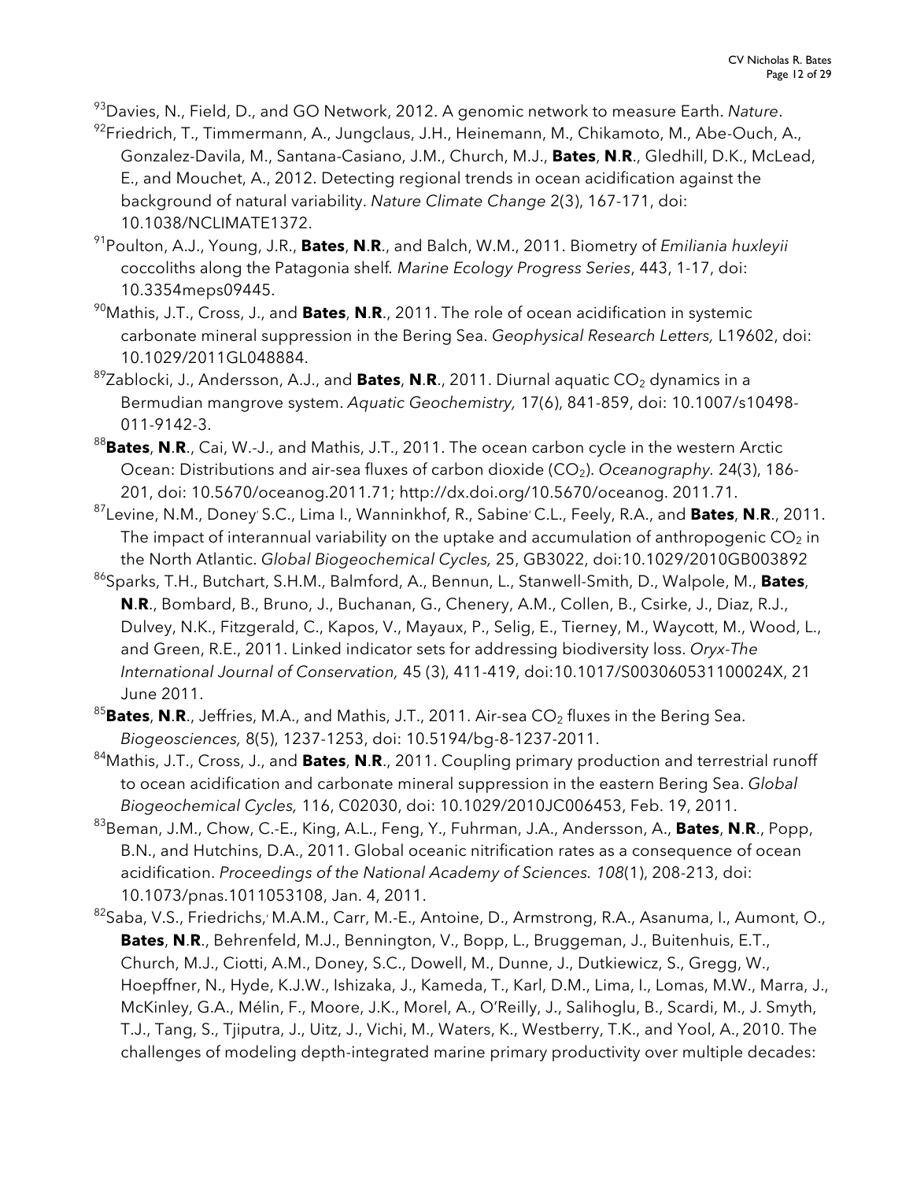[93]Davies, N., Field, D., and GO Network, 2012. A genomic network to measure Earth. *Nature*.

[92]Friedrich, T., Timmermann, A., Jungclaus, J.H., Heinemann, M., Chikamoto, M., Abe-Ouch, A., Gonzalez-Davila, M., Santana-Casiano, J.M., Church, M.J., **Bates**, **N**.**R**., Gledhill, D.K., McLead, E., and Mouchet, A., 2012. Detecting regional trends in ocean acidification against the background of natural variability. *Nature Climate Change* 2(3), 167-171, doi: 10.1038/NCLIMATE1372.

[91]Poulton, A.J., Young, J.R., **Bates**, **N**.**R**., and Balch, W.M., 2011. Biometry of *Emiliania huxleyii* coccoliths along the Patagonia shelf. *Marine Ecology Progress Series*, 443, 1-17, doi: 10.3354meps09445.

[90]Mathis, J.T., Cross, J., and **Bates**, **N**.**R**., 2011. The role of ocean acidification in systemic carbonate mineral suppression in the Bering Sea. *Geophysical Research Letters,* L19602, doi: 10.1029/2011GL048884.

[89]Zablocki, J., Andersson, A.J., and **Bates**, **N**.**R**., 2011. Diurnal aquatic $CO_2$ dynamics in a Bermudian mangrove system. *Aquatic Geochemistry,* 17(6), 841-859, doi: 10.1007/s10498-011-9142-3.

[88]**Bates**, **N**.**R**., Cai, W.-J., and Mathis, J.T., 2011. The ocean carbon cycle in the western Arctic Ocean: Distributions and air-sea fluxes of carbon dioxide ($CO_2$). *Oceanography.* 24(3), 186-201, doi: 10.5670/oceanog.2011.71; http://dx.doi.org/10.5670/oceanog. 2011.71.

[87]Levine, N.M., Doney, S.C., Lima I., Wanninkhof, R., Sabine, C.L., Feely, R.A., and **Bates**, **N**.**R**., 2011. The impact of interannual variability on the uptake and accumulation of anthropogenic $CO_2$ in the North Atlantic. *Global Biogeochemical Cycles,* 25, GB3022, doi:10.1029/2010GB003892

[86]Sparks, T.H., Butchart, S.H.M., Balmford, A., Bennun, L., Stanwell-Smith, D., Walpole, M., **Bates**, **N**.**R**., Bombard, B., Bruno, J., Buchanan, G., Chenery, A.M., Collen, B., Csirke, J., Diaz, R.J., Dulvey, N.K., Fitzgerald, C., Kapos, V., Mayaux, P., Selig, E., Tierney, M., Waycott, M., Wood, L., and Green, R.E., 2011. Linked indicator sets for addressing biodiversity loss. *Oryx-The International Journal of Conservation,* 45 (3), 411-419, doi:10.1017/S003060531100024X, 21 June 2011.

[85]**Bates**, **N**.**R**., Jeffries, M.A., and Mathis, J.T., 2011. Air-sea $CO_2$ fluxes in the Bering Sea. *Biogeosciences,* 8(5), 1237-1253, doi: 10.5194/bg-8-1237-2011.

[84]Mathis, J.T., Cross, J., and **Bates**, **N**.**R**., 2011. Coupling primary production and terrestrial runoff to ocean acidification and carbonate mineral suppression in the eastern Bering Sea. *Global Biogeochemical Cycles,* 116, C02030, doi: 10.1029/2010JC006453, Feb. 19, 2011.

[83]Beman, J.M., Chow, C.-E., King, A.L., Feng, Y., Fuhrman, J.A., Andersson, A., **Bates**, **N**.**R**., Popp, B.N., and Hutchins, D.A., 2011. Global oceanic nitrification rates as a consequence of ocean acidification. *Proceedings of the National Academy of Sciences*. *108*(1), 208-213, doi: 10.1073/pnas.1011053108, Jan. 4, 2011.

[82]Saba, V.S., Friedrichs, M.A.M., Carr, M.-E., Antoine, D., Armstrong, R.A., Asanuma, I., Aumont, O., **Bates**, **N**.**R**., Behrenfeld, M.J., Bennington, V., Bopp, L., Bruggeman, J., Buitenhuis, E.T., Church, M.J., Ciotti, A.M., Doney, S.C., Dowell, M., Dunne, J., Dutkiewicz, S., Gregg, W., Hoepffner, N., Hyde, K.J.W., Ishizaka, J., Kameda, T., Karl, D.M., Lima, I., Lomas, M.W., Marra, J., McKinley, G.A., Mélin, F., Moore, J.K., Morel, A., O'Reilly, J., Salihoglu, B., Scardi, M., J. Smyth, T.J., Tang, S., Tjiputra, J., Uitz, J., Vichi, M., Waters, K., Westberry, T.K., and Yool, A., 2010. The challenges of modeling depth-integrated marine primary productivity over multiple decades: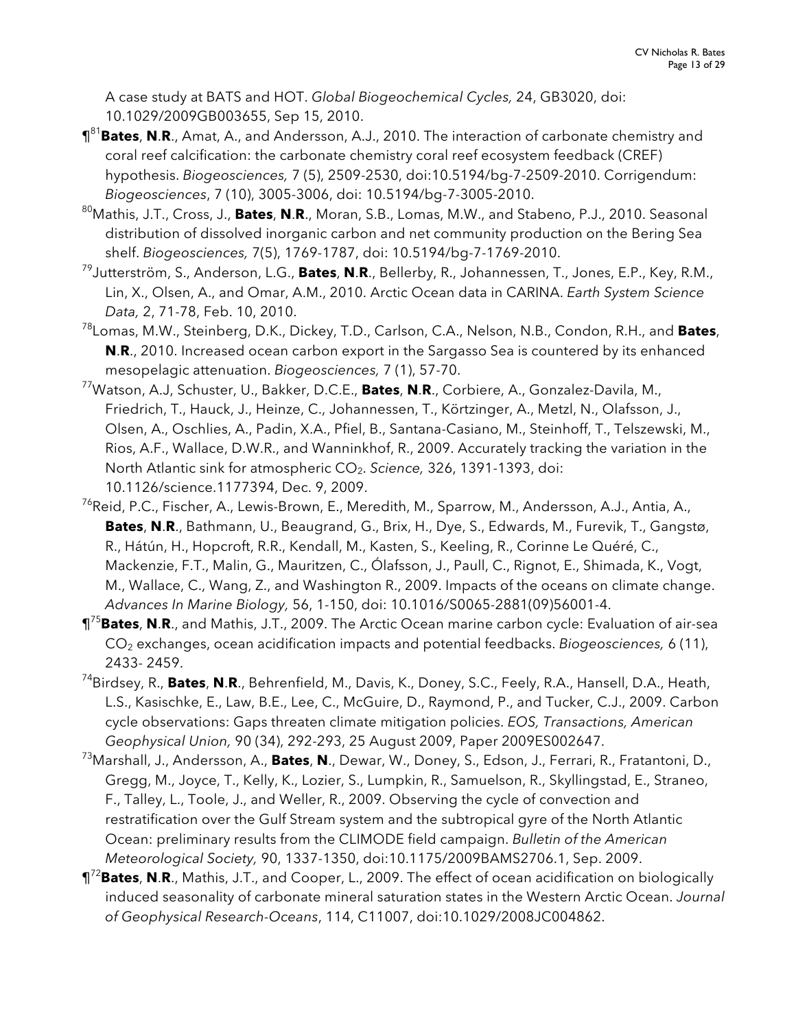A case study at BATS and HOT. *Global Biogeochemical Cycles,* 24, GB3020, doi: 10.1029/2009GB003655, Sep 15, 2010.

¶[81]**Bates**, **N**.**R**., Amat, A., and Andersson, A.J., 2010. The interaction of carbonate chemistry and coral reef calcification: the carbonate chemistry coral reef ecosystem feedback (CREF) hypothesis. *Biogeosciences,* 7 (5), 2509-2530, doi:10.5194/bg-7-2509-2010. Corrigendum: *Biogeosciences*, 7 (10), 3005-3006, doi: 10.5194/bg-7-3005-2010.

[80]Mathis, J.T., Cross, J., **Bates**, **N**.**R**., Moran, S.B., Lomas, M.W., and Stabeno, P.J., 2010. Seasonal distribution of dissolved inorganic carbon and net community production on the Bering Sea shelf. *Biogeosciences,* 7(5), 1769-1787, doi: 10.5194/bg-7-1769-2010.

[79]Jutterström, S., Anderson, L.G., **Bates**, **N**.**R**., Bellerby, R., Johannessen, T., Jones, E.P., Key, R.M., Lin, X., Olsen, A., and Omar, A.M., 2010. Arctic Ocean data in CARINA. *Earth System Science Data,* 2, 71-78, Feb. 10, 2010.

[78]Lomas, M.W., Steinberg, D.K., Dickey, T.D., Carlson, C.A., Nelson, N.B., Condon, R.H., and **Bates**, **N**.**R**., 2010. Increased ocean carbon export in the Sargasso Sea is countered by its enhanced mesopelagic attenuation. *Biogeosciences,* 7 (1), 57-70.

[77]Watson, A.J, Schuster, U., Bakker, D.C.E., **Bates**, **N**.**R**., Corbiere, A., Gonzalez-Davila, M., Friedrich, T., Hauck, J., Heinze, C., Johannessen, T., Körtzinger, A., Metzl, N., Olafsson, J., Olsen, A., Oschlies, A., Padin, X.A., Pfiel, B., Santana-Casiano, M., Steinhoff, T., Telszewski, M., Rios, A.F., Wallace, D.W.R., and Wanninkhof, R., 2009. Accurately tracking the variation in the North Atlantic sink for atmospheric $CO_2$. *Science,* 326, 1391-1393, doi: 10.1126/science.1177394, Dec. 9, 2009.

[76]Reid, P.C., Fischer, A., Lewis-Brown, E., Meredith, M., Sparrow, M., Andersson, A.J., Antia, A., **Bates**, **N**.**R**., Bathmann, U., Beaugrand, G., Brix, H., Dye, S., Edwards, M., Furevik, T., Gangstø, R., Hátún, H., Hopcroft, R.R., Kendall, M., Kasten, S., Keeling, R., Corinne Le Quéré, C., Mackenzie, F.T., Malin, G., Mauritzen, C., Ólafsson, J., Paull, C., Rignot, E., Shimada, K., Vogt, M., Wallace, C., Wang, Z., and Washington R., 2009. Impacts of the oceans on climate change. *Advances In Marine Biology,* 56, 1-150, doi: 10.1016/S0065-2881(09)56001-4.

¶[75]**Bates**, **N**.**R**., and Mathis, J.T., 2009. The Arctic Ocean marine carbon cycle: Evaluation of air-sea $CO_2$ exchanges, ocean acidification impacts and potential feedbacks. *Biogeosciences,* 6 (11), 2433- 2459.

[74]Birdsey, R., **Bates**, **N**.**R**., Behrenfield, M., Davis, K., Doney, S.C., Feely, R.A., Hansell, D.A., Heath, L.S., Kasischke, E., Law, B.E., Lee, C., McGuire, D., Raymond, P., and Tucker, C.J., 2009. Carbon cycle observations: Gaps threaten climate mitigation policies. *EOS, Transactions, American Geophysical Union,* 90 (34), 292-293, 25 August 2009, Paper 2009ES002647.

[73]Marshall, J., Andersson, A., **Bates**, **N**., Dewar, W., Doney, S., Edson, J., Ferrari, R., Fratantoni, D., Gregg, M., Joyce, T., Kelly, K., Lozier, S., Lumpkin, R., Samuelson, R., Skyllingstad, E., Straneo, F., Talley, L., Toole, J., and Weller, R., 2009. Observing the cycle of convection and restratification over the Gulf Stream system and the subtropical gyre of the North Atlantic Ocean: preliminary results from the CLIMODE field campaign. *Bulletin of the American Meteorological Society,* 90, 1337-1350, doi:10.1175/2009BAMS2706.1, Sep. 2009.

¶[72]**Bates**, **N**.**R**., Mathis, J.T., and Cooper, L., 2009. The effect of ocean acidification on biologically induced seasonality of carbonate mineral saturation states in the Western Arctic Ocean. *Journal of Geophysical Research-Oceans*, 114, C11007, doi:10.1029/2008JC004862.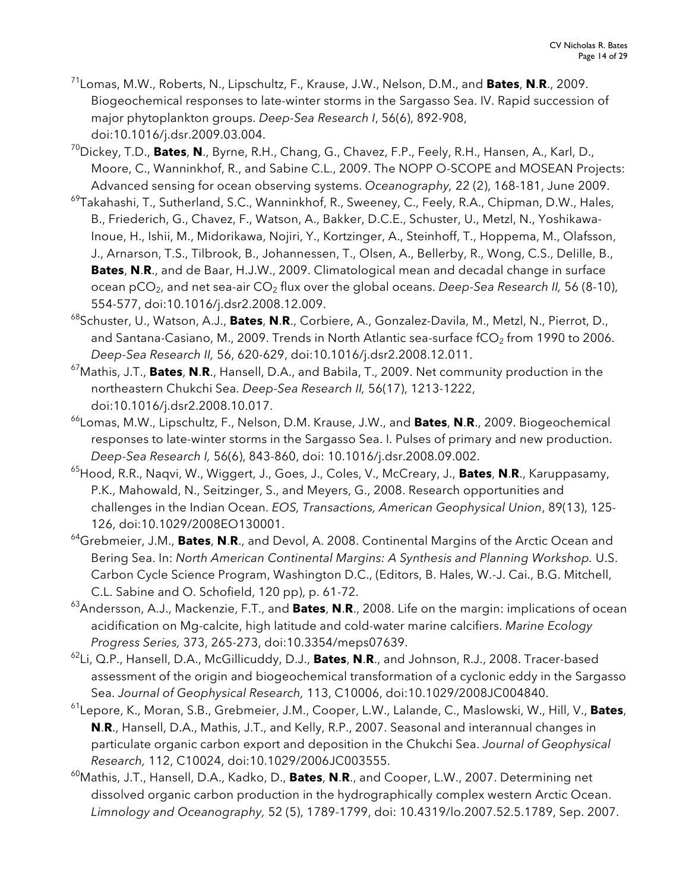[71]Lomas, M.W., Roberts, N., Lipschultz, F., Krause, J.W., Nelson, D.M., and **Bates**, **N**.**R**., 2009. Biogeochemical responses to late-winter storms in the Sargasso Sea. IV. Rapid succession of major phytoplankton groups. *Deep-Sea Research I*, 56(6), 892-908, doi:10.1016/j.dsr.2009.03.004.

[70]Dickey, T.D., **Bates**, **N**., Byrne, R.H., Chang, G., Chavez, F.P., Feely, R.H., Hansen, A., Karl, D., Moore, C., Wanninkhof, R., and Sabine C.L., 2009. The NOPP O-SCOPE and MOSEAN Projects: Advanced sensing for ocean observing systems. *Oceanography,* 22 (2), 168-181, June 2009.

[69]Takahashi, T., Sutherland, S.C., Wanninkhof, R., Sweeney, C., Feely, R.A., Chipman, D.W., Hales, B., Friederich, G., Chavez, F., Watson, A., Bakker, D.C.E., Schuster, U., Metzl, N., Yoshikawa-Inoue, H., Ishii, M., Midorikawa, Nojiri, Y., Kortzinger, A., Steinhoff, T., Hoppema, M., Olafsson, J., Arnarson, T.S., Tilbrook, B., Johannessen, T., Olsen, A., Bellerby, R., Wong, C.S., Delille, B., **Bates**, **N**.**R**., and de Baar, H.J.W., 2009. Climatological mean and decadal change in surface ocean $pCO_2$, and net sea-air $CO_2$ flux over the global oceans. *Deep-Sea Research II,* 56 (8-10), 554-577, doi:10.1016/j.dsr2.2008.12.009.

[68]Schuster, U., Watson, A.J., **Bates**, **N**.**R**., Corbiere, A., Gonzalez-Davila, M., Metzl, N., Pierrot, D., and Santana-Casiano, M., 2009. Trends in North Atlantic sea-surface $fCO_2$ from 1990 to 2006. *Deep-Sea Research II,* 56, 620-629, doi:10.1016/j.dsr2.2008.12.011.

[67]Mathis, J.T., **Bates**, **N**.**R**., Hansell, D.A., and Babila, T., 2009. Net community production in the northeastern Chukchi Sea. *Deep-Sea Research II,* 56(17), 1213-1222, doi:10.1016/j.dsr2.2008.10.017.

[66]Lomas, M.W., Lipschultz, F., Nelson, D.M. Krause, J.W., and **Bates**, **N**.**R**., 2009. Biogeochemical responses to late-winter storms in the Sargasso Sea. I. Pulses of primary and new production. *Deep-Sea Research I,* 56(6), 843-860, doi: 10.1016/j.dsr.2008.09.002.

[65]Hood, R.R., Naqvi, W., Wiggert, J., Goes, J., Coles, V., McCreary, J., **Bates**, **N**.**R**., Karuppasamy, P.K., Mahowald, N., Seitzinger, S., and Meyers, G., 2008. Research opportunities and challenges in the Indian Ocean. *EOS, Transactions, American Geophysical Union*, 89(13), 125-126, doi:10.1029/2008EO130001.

[64]Grebmeier, J.M., **Bates**, **N**.**R**., and Devol, A. 2008. Continental Margins of the Arctic Ocean and Bering Sea. In: *North American Continental Margins: A Synthesis and Planning Workshop.* U.S. Carbon Cycle Science Program, Washington D.C., (Editors, B. Hales, W.-J. Cai., B.G. Mitchell, C.L. Sabine and O. Schofield, 120 pp), p. 61-72.

[63]Andersson, A.J., Mackenzie, F.T., and **Bates**, **N**.**R**., 2008. Life on the margin: implications of ocean acidification on Mg-calcite, high latitude and cold-water marine calcifiers. *Marine Ecology Progress Series,* 373, 265-273, doi:10.3354/meps07639.

[62]Li, Q.P., Hansell, D.A., McGillicuddy, D.J., **Bates**, **N**.**R**., and Johnson, R.J., 2008. Tracer-based assessment of the origin and biogeochemical transformation of a cyclonic eddy in the Sargasso Sea. *Journal of Geophysical Research,* 113, C10006, doi:10.1029/2008JC004840.

[61]Lepore, K., Moran, S.B., Grebmeier, J.M., Cooper, L.W., Lalande, C., Maslowski, W., Hill, V., **Bates**, **N**.**R**., Hansell, D.A., Mathis, J.T., and Kelly, R.P., 2007. Seasonal and interannual changes in particulate organic carbon export and deposition in the Chukchi Sea. *Journal of Geophysical Research,* 112, C10024, doi:10.1029/2006JC003555.

[60]Mathis, J.T., Hansell, D.A., Kadko, D., **Bates**, **N**.**R**., and Cooper, L.W., 2007. Determining net dissolved organic carbon production in the hydrographically complex western Arctic Ocean. *Limnology and Oceanography,* 52 (5), 1789-1799, doi: 10.4319/lo.2007.52.5.1789, Sep. 2007.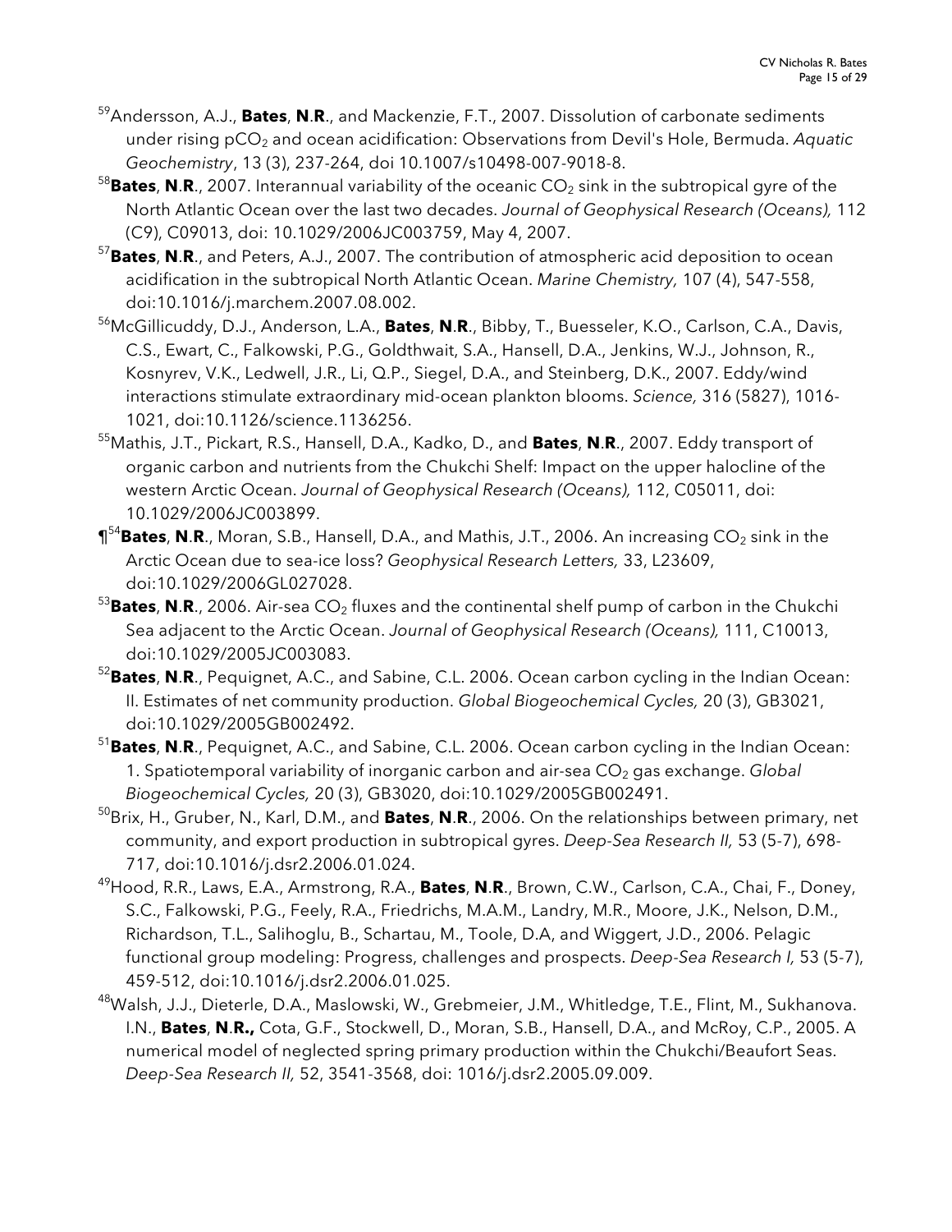[59]Andersson, A.J., **Bates**, **N**.**R**., and Mackenzie, F.T., 2007. Dissolution of carbonate sediments under rising $pCO_2$ and ocean acidification: Observations from Devil's Hole, Bermuda. *Aquatic Geochemistry*, 13 (3), 237-264, doi 10.1007/s10498-007-9018-8.

[58]**Bates**, **N**.**R**., 2007. Interannual variability of the oceanic $CO_2$ sink in the subtropical gyre of the North Atlantic Ocean over the last two decades. *Journal of Geophysical Research (Oceans),* 112 (C9), C09013, doi: 10.1029/2006JC003759, May 4, 2007.

[57]**Bates**, **N**.**R**., and Peters, A.J., 2007. The contribution of atmospheric acid deposition to ocean acidification in the subtropical North Atlantic Ocean. *Marine Chemistry,* 107 (4), 547-558, doi:10.1016/j.marchem.2007.08.002.

[56]McGillicuddy, D.J., Anderson, L.A., **Bates**, **N**.**R**., Bibby, T., Buesseler, K.O., Carlson, C.A., Davis, C.S., Ewart, C., Falkowski, P.G., Goldthwait, S.A., Hansell, D.A., Jenkins, W.J., Johnson, R., Kosnyrev, V.K., Ledwell, J.R., Li, Q.P., Siegel, D.A., and Steinberg, D.K., 2007. Eddy/wind interactions stimulate extraordinary mid-ocean plankton blooms. *Science,* 316 (5827), 1016-1021, doi:10.1126/science.1136256.

[55]Mathis, J.T., Pickart, R.S., Hansell, D.A., Kadko, D., and **Bates**, **N**.**R**., 2007. Eddy transport of organic carbon and nutrients from the Chukchi Shelf: Impact on the upper halocline of the western Arctic Ocean. *Journal of Geophysical Research (Oceans),* 112, C05011, doi: 10.1029/2006JC003899.

¶[54]**Bates**, **N**.**R**., Moran, S.B., Hansell, D.A., and Mathis, J.T., 2006. An increasing $CO_2$ sink in the Arctic Ocean due to sea-ice loss? *Geophysical Research Letters,* 33, L23609, doi:10.1029/2006GL027028.

[53]**Bates**, **N**.**R**., 2006. Air-sea $CO_2$ fluxes and the continental shelf pump of carbon in the Chukchi Sea adjacent to the Arctic Ocean. *Journal of Geophysical Research (Oceans),* 111, C10013, doi:10.1029/2005JC003083.

[52]**Bates**, **N**.**R**., Pequignet, A.C., and Sabine, C.L. 2006. Ocean carbon cycling in the Indian Ocean: II. Estimates of net community production. *Global Biogeochemical Cycles,* 20 (3), GB3021, doi:10.1029/2005GB002492.

[51]**Bates**, **N**.**R**., Pequignet, A.C., and Sabine, C.L. 2006. Ocean carbon cycling in the Indian Ocean: 1. Spatiotemporal variability of inorganic carbon and air-sea $CO_2$ gas exchange. *Global Biogeochemical Cycles,* 20 (3), GB3020, doi:10.1029/2005GB002491.

[50]Brix, H., Gruber, N., Karl, D.M., and **Bates**, **N**.**R**., 2006. On the relationships between primary, net community, and export production in subtropical gyres. *Deep-Sea Research II,* 53 (5-7), 698-717, doi:10.1016/j.dsr2.2006.01.024.

[49]Hood, R.R., Laws, E.A., Armstrong, R.A., **Bates**, **N**.**R**., Brown, C.W., Carlson, C.A., Chai, F., Doney, S.C., Falkowski, P.G., Feely, R.A., Friedrichs, M.A.M., Landry, M.R., Moore, J.K., Nelson, D.M., Richardson, T.L., Salihoglu, B., Schartau, M., Toole, D.A, and Wiggert, J.D., 2006. Pelagic functional group modeling: Progress, challenges and prospects. *Deep-Sea Research I,* 53 (5-7), 459-512, doi:10.1016/j.dsr2.2006.01.025.

[48]Walsh, J.J., Dieterle, D.A., Maslowski, W., Grebmeier, J.M., Whitledge, T.E., Flint, M., Sukhanova. I.N., **Bates**, **N**.**R.,** Cota, G.F., Stockwell, D., Moran, S.B., Hansell, D.A., and McRoy, C.P., 2005. A numerical model of neglected spring primary production within the Chukchi/Beaufort Seas. *Deep-Sea Research II,* 52, 3541-3568, doi: 1016/j.dsr2.2005.09.009.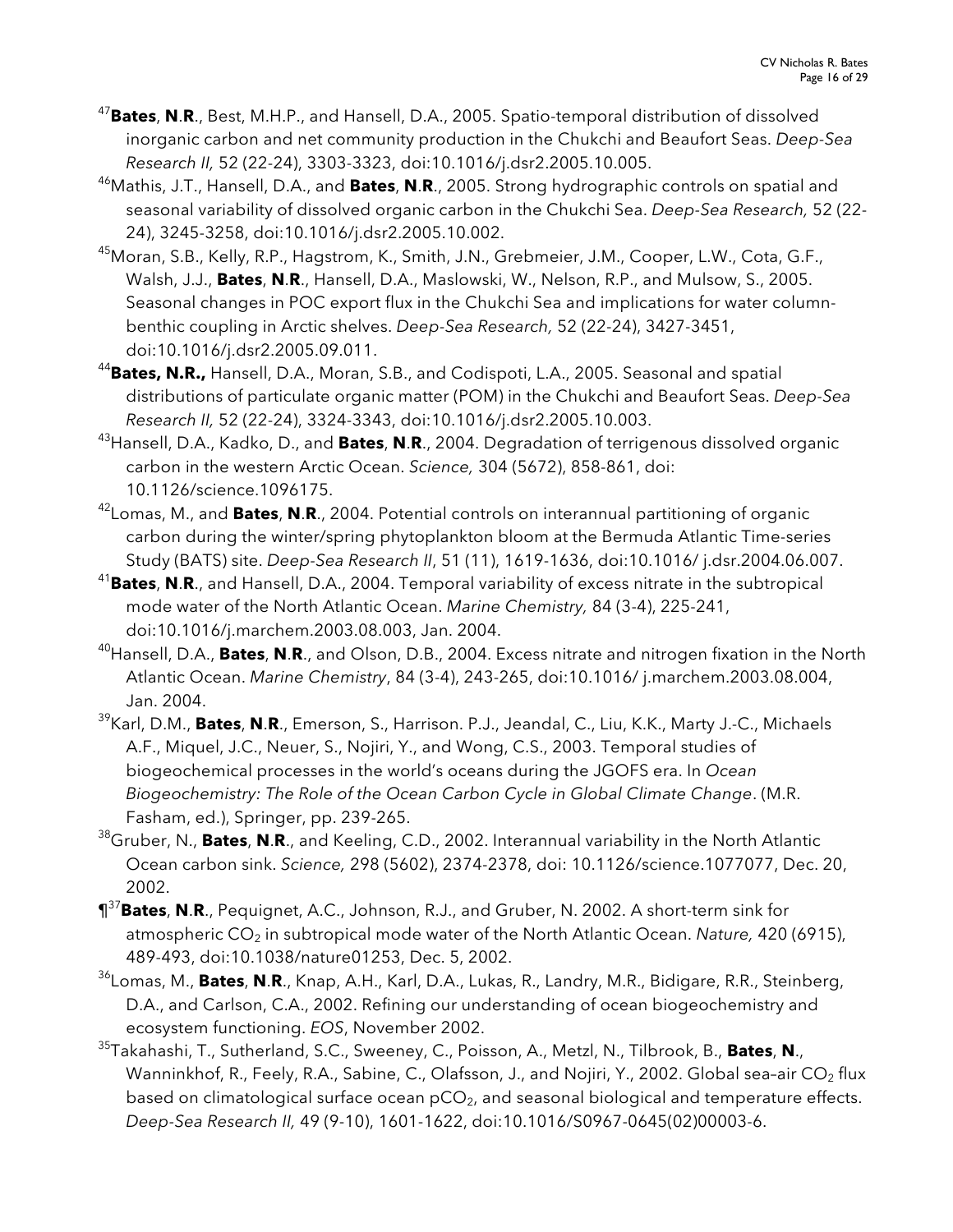[47]**Bates**, **N**.**R**., Best, M.H.P., and Hansell, D.A., 2005. Spatio-temporal distribution of dissolved inorganic carbon and net community production in the Chukchi and Beaufort Seas. *Deep-Sea Research II,* 52 (22-24), 3303-3323, doi:10.1016/j.dsr2.2005.10.005.

[46]Mathis, J.T., Hansell, D.A., and **Bates**, **N**.**R**., 2005. Strong hydrographic controls on spatial and seasonal variability of dissolved organic carbon in the Chukchi Sea. *Deep-Sea Research,* 52 (22-24), 3245-3258, doi:10.1016/j.dsr2.2005.10.002.

[45]Moran, S.B., Kelly, R.P., Hagstrom, K., Smith, J.N., Grebmeier, J.M., Cooper, L.W., Cota, G.F., Walsh, J.J., **Bates**, **N**.**R**., Hansell, D.A., Maslowski, W., Nelson, R.P., and Mulsow, S., 2005. Seasonal changes in POC export flux in the Chukchi Sea and implications for water column-benthic coupling in Arctic shelves. *Deep-Sea Research,* 52 (22-24), 3427-3451, doi:10.1016/j.dsr2.2005.09.011.

[44]**Bates, N.R.,** Hansell, D.A., Moran, S.B., and Codispoti, L.A., 2005. Seasonal and spatial distributions of particulate organic matter (POM) in the Chukchi and Beaufort Seas. *Deep-Sea Research II,* 52 (22-24), 3324-3343, doi:10.1016/j.dsr2.2005.10.003.

[43]Hansell, D.A., Kadko, D., and **Bates**, **N**.**R**., 2004. Degradation of terrigenous dissolved organic carbon in the western Arctic Ocean. *Science,* 304 (5672), 858-861, doi: 10.1126/science.1096175.

[42]Lomas, M., and **Bates**, **N**.**R**., 2004. Potential controls on interannual partitioning of organic carbon during the winter/spring phytoplankton bloom at the Bermuda Atlantic Time-series Study (BATS) site. *Deep-Sea Research II*, 51 (11), 1619-1636, doi:10.1016/ j.dsr.2004.06.007.

[41]**Bates**, **N**.**R**., and Hansell, D.A., 2004. Temporal variability of excess nitrate in the subtropical mode water of the North Atlantic Ocean. *Marine Chemistry,* 84 (3-4), 225-241, doi:10.1016/j.marchem.2003.08.003, Jan. 2004.

[40]Hansell, D.A., **Bates**, **N**.**R**., and Olson, D.B., 2004. Excess nitrate and nitrogen fixation in the North Atlantic Ocean. *Marine Chemistry*, 84 (3-4), 243-265, doi:10.1016/ j.marchem.2003.08.004, Jan. 2004.

[39]Karl, D.M., **Bates**, **N**.**R**., Emerson, S., Harrison. P.J., Jeandal, C., Liu, K.K., Marty J.-C., Michaels A.F., Miquel, J.C., Neuer, S., Nojiri, Y., and Wong, C.S., 2003. Temporal studies of biogeochemical processes in the world's oceans during the JGOFS era. In *Ocean Biogeochemistry: The Role of the Ocean Carbon Cycle in Global Climate Change*. (M.R. Fasham, ed.), Springer, pp. 239-265.

[38]Gruber, N., **Bates**, **N**.**R**., and Keeling, C.D., 2002. Interannual variability in the North Atlantic Ocean carbon sink. *Science,* 298 (5602), 2374-2378, doi: 10.1126/science.1077077, Dec. 20, 2002.

**¶**[37]**Bates**, **N**.**R**., Pequignet, A.C., Johnson, R.J., and Gruber, N. 2002. A short-term sink for atmospheric $CO_2$ in subtropical mode water of the North Atlantic Ocean. *Nature,* 420 (6915), 489-493, doi:10.1038/nature01253, Dec. 5, 2002.

[36]Lomas, M., **Bates**, **N**.**R**., Knap, A.H., Karl, D.A., Lukas, R., Landry, M.R., Bidigare, R.R., Steinberg, D.A., and Carlson, C.A., 2002. Refining our understanding of ocean biogeochemistry and ecosystem functioning. *EOS*, November 2002.

[35]Takahashi, T., Sutherland, S.C., Sweeney, C., Poisson, A., Metzl, N., Tilbrook, B., **Bates**, **N**., Wanninkhof, R., Feely, R.A., Sabine, C., Olafsson, J., and Nojiri, Y., 2002. Global sea–air $CO_2$ flux based on climatological surface ocean $pCO_2$, and seasonal biological and temperature effects. *Deep-Sea Research II,* 49 (9-10), 1601-1622, doi:10.1016/S0967-0645(02)00003-6.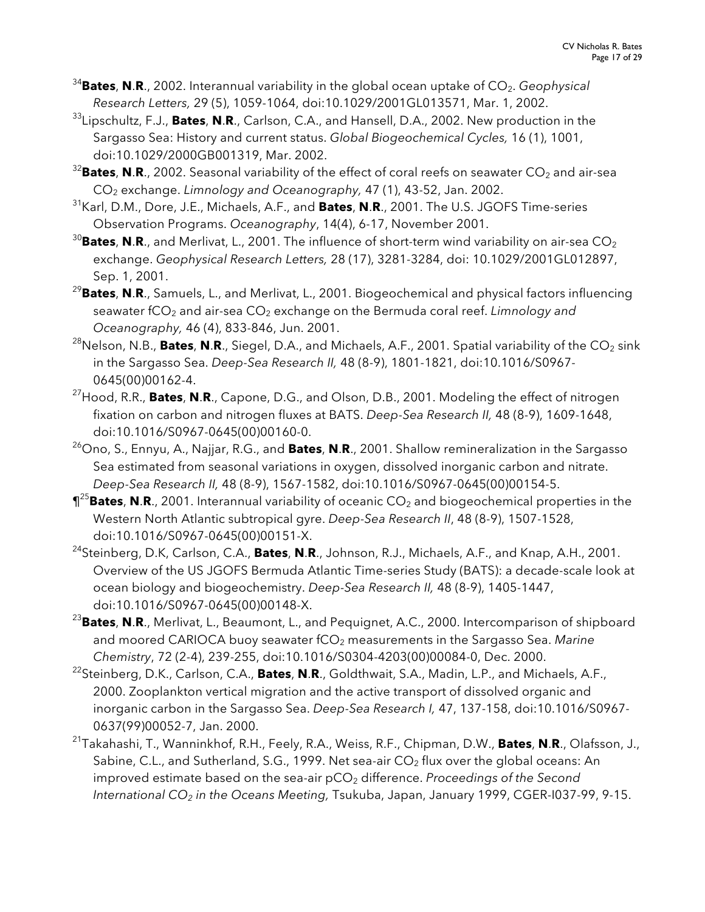[34]**Bates**, **N**.**R**., 2002. Interannual variability in the global ocean uptake of $CO_2$. *Geophysical Research Letters,* 29 (5), 1059-1064, doi:10.1029/2001GL013571, Mar. 1, 2002.

[33]Lipschultz, F.J., **Bates**, **N**.**R**., Carlson, C.A., and Hansell, D.A., 2002. New production in the Sargasso Sea: History and current status. *Global Biogeochemical Cycles,* 16 (1), 1001, doi:10.1029/2000GB001319, Mar. 2002.

[32]**Bates**, **N**.**R**., 2002. Seasonal variability of the effect of coral reefs on seawater $CO_2$ and air-sea $CO_2$ exchange. *Limnology and Oceanography,* 47 (1), 43-52, Jan. 2002.

[31]Karl, D.M., Dore, J.E., Michaels, A.F., and **Bates**, **N**.**R**., 2001. The U.S. JGOFS Time-series Observation Programs. *Oceanography*, 14(4), 6-17, November 2001.

[30]**Bates**, **N**.**R**., and Merlivat, L., 2001. The influence of short-term wind variability on air-sea $CO_2$ exchange. *Geophysical Research Letters,* 28 (17), 3281-3284, doi: 10.1029/2001GL012897, Sep. 1, 2001.

[29]**Bates**, **N**.**R**., Samuels, L., and Merlivat, L., 2001. Biogeochemical and physical factors influencing seawater $fCO_2$ and air-sea $CO_2$ exchange on the Bermuda coral reef. *Limnology and Oceanography,* 46 (4), 833-846, Jun. 2001.

[28]Nelson, N.B., **Bates**, **N**.**R**., Siegel, D.A., and Michaels, A.F., 2001. Spatial variability of the $CO_2$ sink in the Sargasso Sea. *Deep-Sea Research II,* 48 (8-9), 1801-1821, doi:10.1016/S0967-0645(00)00162-4.

[27]Hood, R.R., **Bates**, **N**.**R**., Capone, D.G., and Olson, D.B., 2001. Modeling the effect of nitrogen fixation on carbon and nitrogen fluxes at BATS. *Deep-Sea Research II,* 48 (8-9), 1609-1648, doi:10.1016/S0967-0645(00)00160-0.

[26]Ono, S., Ennyu, A., Najjar, R.G., and **Bates**, **N**.**R**., 2001. Shallow remineralization in the Sargasso Sea estimated from seasonal variations in oxygen, dissolved inorganic carbon and nitrate. *Deep-Sea Research II,* 48 (8-9), 1567-1582, doi:10.1016/S0967-0645(00)00154-5.

¶[25]**Bates**, **N**.**R**., 2001. Interannual variability of oceanic $CO_2$ and biogeochemical properties in the Western North Atlantic subtropical gyre. *Deep-Sea Research II*, 48 (8-9), 1507-1528, doi:10.1016/S0967-0645(00)00151-X.

[24]Steinberg, D.K, Carlson, C.A., **Bates**, **N**.**R**., Johnson, R.J., Michaels, A.F., and Knap, A.H., 2001. Overview of the US JGOFS Bermuda Atlantic Time-series Study (BATS): a decade-scale look at ocean biology and biogeochemistry. *Deep-Sea Research II,* 48 (8-9), 1405-1447, doi:10.1016/S0967-0645(00)00148-X.

[23]**Bates**, **N**.**R**., Merlivat, L., Beaumont, L., and Pequignet, A.C., 2000. Intercomparison of shipboard and moored CARIOCA buoy seawater $fCO_2$ measurements in the Sargasso Sea. *Marine Chemistry*, 72 (2-4), 239-255, doi:10.1016/S0304-4203(00)00084-0, Dec. 2000.

[22]Steinberg, D.K., Carlson, C.A., **Bates**, **N**.**R**., Goldthwait, S.A., Madin, L.P., and Michaels, A.F., 2000. Zooplankton vertical migration and the active transport of dissolved organic and inorganic carbon in the Sargasso Sea. *Deep-Sea Research I,* 47, 137-158, doi:10.1016/S0967-0637(99)00052-7, Jan. 2000.

[21]Takahashi, T., Wanninkhof, R.H., Feely, R.A., Weiss, R.F., Chipman, D.W., **Bates**, **N**.**R**., Olafsson, J., Sabine, C.L., and Sutherland, S.G., 1999. Net sea-air $CO_2$ flux over the global oceans: An improved estimate based on the sea-air $pCO_2$ difference. *Proceedings of the Second International $CO_2$ in the Oceans Meeting,* Tsukuba, Japan, January 1999, CGER-I037-99, 9-15.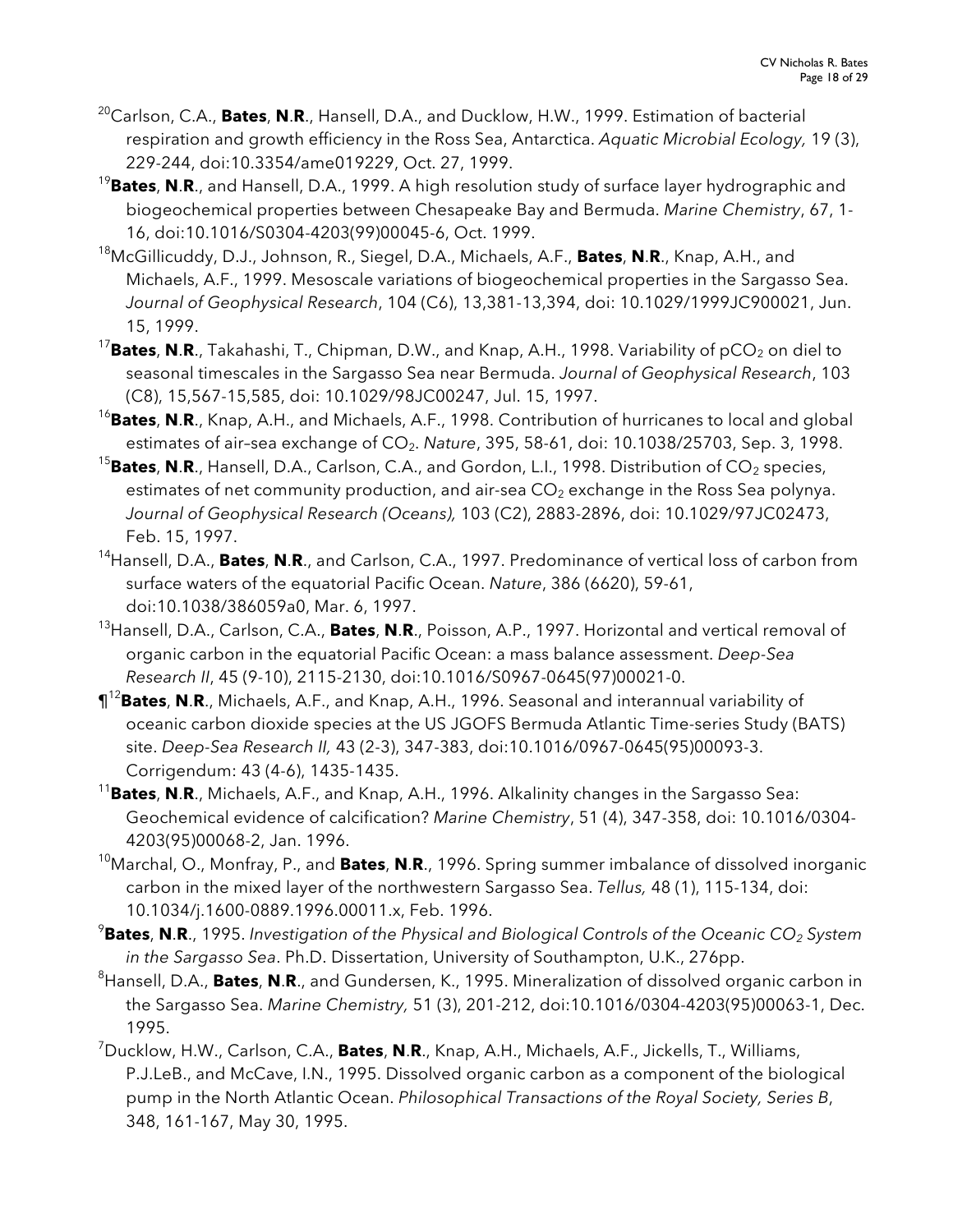[20]Carlson, C.A., **Bates**, **N**.**R**., Hansell, D.A., and Ducklow, H.W., 1999. Estimation of bacterial respiration and growth efficiency in the Ross Sea, Antarctica. *Aquatic Microbial Ecology,* 19 (3), 229-244, doi:10.3354/ame019229, Oct. 27, 1999.

[19]**Bates**, **N**.**R**., and Hansell, D.A., 1999. A high resolution study of surface layer hydrographic and biogeochemical properties between Chesapeake Bay and Bermuda. *Marine Chemistry*, 67, 1-16, doi:10.1016/S0304-4203(99)00045-6, Oct. 1999.

[18]McGillicuddy, D.J., Johnson, R., Siegel, D.A., Michaels, A.F., **Bates**, **N**.**R**., Knap, A.H., and Michaels, A.F., 1999. Mesoscale variations of biogeochemical properties in the Sargasso Sea. *Journal of Geophysical Research*, 104 (C6), 13,381-13,394, doi: 10.1029/1999JC900021, Jun. 15, 1999.

[17]**Bates**, **N**.**R**., Takahashi, T., Chipman, D.W., and Knap, A.H., 1998. Variability of $pCO_2$ on diel to seasonal timescales in the Sargasso Sea near Bermuda. *Journal of Geophysical Research*, 103 (C8), 15,567-15,585, doi: 10.1029/98JC00247, Jul. 15, 1997.

[16]**Bates**, **N**.**R**., Knap, A.H., and Michaels, A.F., 1998. Contribution of hurricanes to local and global estimates of air–sea exchange of $CO_2$. *Nature*, 395, 58-61, doi: 10.1038/25703, Sep. 3, 1998.

[15]**Bates**, **N**.**R**., Hansell, D.A., Carlson, C.A., and Gordon, L.I., 1998. Distribution of $CO_2$ species, estimates of net community production, and air-sea $CO_2$ exchange in the Ross Sea polynya. *Journal of Geophysical Research (Oceans),* 103 (C2), 2883-2896, doi: 10.1029/97JC02473, Feb. 15, 1997.

[14]Hansell, D.A., **Bates**, **N**.**R**., and Carlson, C.A., 1997. Predominance of vertical loss of carbon from surface waters of the equatorial Pacific Ocean. *Nature*, 386 (6620), 59-61, doi:10.1038/386059a0, Mar. 6, 1997.

[13]Hansell, D.A., Carlson, C.A., **Bates**, **N**.**R**., Poisson, A.P., 1997. Horizontal and vertical removal of organic carbon in the equatorial Pacific Ocean: a mass balance assessment. *Deep-Sea Research II*, 45 (9-10), 2115-2130, doi:10.1016/S0967-0645(97)00021-0.

**¶**[12]**Bates**, **N**.**R**., Michaels, A.F., and Knap, A.H., 1996. Seasonal and interannual variability of oceanic carbon dioxide species at the US JGOFS Bermuda Atlantic Time-series Study (BATS) site. *Deep-Sea Research II,* 43 (2-3), 347-383, doi:10.1016/0967-0645(95)00093-3. Corrigendum: 43 (4-6), 1435-1435.

[11]**Bates**, **N**.**R**., Michaels, A.F., and Knap, A.H., 1996. Alkalinity changes in the Sargasso Sea: Geochemical evidence of calcification? *Marine Chemistry*, 51 (4), 347-358, doi: 10.1016/0304-4203(95)00068-2, Jan. 1996.

[10]Marchal, O., Monfray, P., and **Bates**, **N**.**R**., 1996. Spring summer imbalance of dissolved inorganic carbon in the mixed layer of the northwestern Sargasso Sea. *Tellus,* 48 (1), 115-134, doi: 10.1034/j.1600-0889.1996.00011.x, Feb. 1996.

[9]**Bates**, **N**.**R**., 1995. *Investigation of the Physical and Biological Controls of the Oceanic $CO_2$ System in the Sargasso Sea*. Ph.D. Dissertation, University of Southampton, U.K., 276pp.

[8]Hansell, D.A., **Bates**, **N**.**R**., and Gundersen, K., 1995. Mineralization of dissolved organic carbon in the Sargasso Sea. *Marine Chemistry,* 51 (3), 201-212, doi:10.1016/0304-4203(95)00063-1, Dec. 1995.

[7]Ducklow, H.W., Carlson, C.A., **Bates**, **N**.**R**., Knap, A.H., Michaels, A.F., Jickells, T., Williams, P.J.LeB., and McCave, I.N., 1995. Dissolved organic carbon as a component of the biological pump in the North Atlantic Ocean. *Philosophical Transactions of the Royal Society, Series B*, 348, 161-167, May 30, 1995.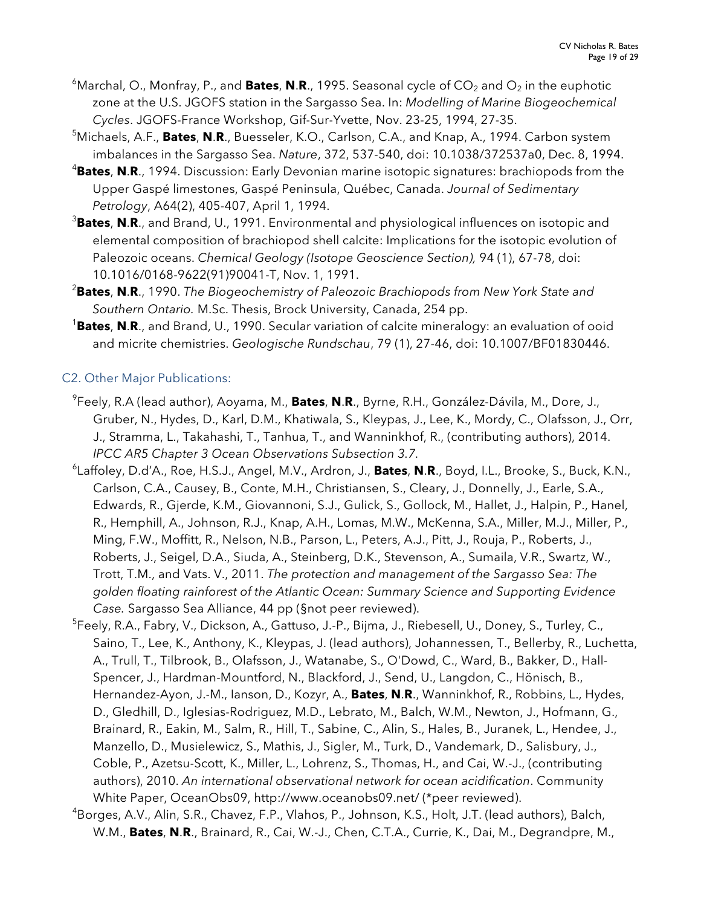[6]Marchal, O., Monfray, P., and **Bates**, **N**.**R**., 1995. Seasonal cycle of $CO_2$ and $O_2$ in the euphotic zone at the U.S. JGOFS station in the Sargasso Sea. In: *Modelling of Marine Biogeochemical Cycles*. JGOFS-France Workshop, Gif-Sur-Yvette, Nov. 23-25, 1994, 27-35.

[5]Michaels, A.F., **Bates**, **N**.**R**., Buesseler, K.O., Carlson, C.A., and Knap, A., 1994. Carbon system imbalances in the Sargasso Sea. *Nature*, 372, 537-540, doi: 10.1038/372537a0, Dec. 8, 1994.

[4]**Bates**, **N**.**R**., 1994. Discussion: Early Devonian marine isotopic signatures: brachiopods from the Upper Gaspé limestones, Gaspé Peninsula, Québec, Canada. *Journal of Sedimentary Petrology*, A64(2), 405-407, April 1, 1994.

[3]**Bates**, **N**.**R**., and Brand, U., 1991. Environmental and physiological influences on isotopic and elemental composition of brachiopod shell calcite: Implications for the isotopic evolution of Paleozoic oceans. *Chemical Geology (Isotope Geoscience Section),* 94 (1), 67-78, doi: 10.1016/0168-9622(91)90041-T, Nov. 1, 1991.

[2]**Bates**, **N**.**R**., 1990. *The Biogeochemistry of Paleozoic Brachiopods from New York State and Southern Ontario.* M.Sc. Thesis, Brock University, Canada, 254 pp.

[1]**Bates**, **N**.**R**., and Brand, U., 1990. Secular variation of calcite mineralogy: an evaluation of ooid and micrite chemistries. *Geologische Rundschau*, 79 (1), 27-46, doi: 10.1007/BF01830446.

## C2. Other Major Publications:

[9]Feely, R.A (lead author), Aoyama, M., **Bates**, **N**.**R**., Byrne, R.H., González-Dávila, M., Dore, J., Gruber, N., Hydes, D., Karl, D.M., Khatiwala, S., Kleypas, J., Lee, K., Mordy, C., Olafsson, J., Orr, J., Stramma, L., Takahashi, T., Tanhua, T., and Wanninkhof, R., (contributing authors), 2014. *IPCC AR5 Chapter 3 Ocean Observations Subsection 3.7*.

[6]Laffoley, D.d'A., Roe, H.S.J., Angel, M.V., Ardron, J., **Bates**, **N**.**R**., Boyd, I.L., Brooke, S., Buck, K.N., Carlson, C.A., Causey, B., Conte, M.H., Christiansen, S., Cleary, J., Donnelly, J., Earle, S.A., Edwards, R., Gjerde, K.M., Giovannoni, S.J., Gulick, S., Gollock, M., Hallet, J., Halpin, P., Hanel, R., Hemphill, A., Johnson, R.J., Knap, A.H., Lomas, M.W., McKenna, S.A., Miller, M.J., Miller, P., Ming, F.W., Moffitt, R., Nelson, N.B., Parson, L., Peters, A.J., Pitt, J., Rouja, P., Roberts, J., Roberts, J., Seigel, D.A., Siuda, A., Steinberg, D.K., Stevenson, A., Sumaila, V.R., Swartz, W., Trott, T.M., and Vats. V., 2011. *The protection and management of the Sargasso Sea: The golden floating rainforest of the Atlantic Ocean: Summary Science and Supporting Evidence Case.* Sargasso Sea Alliance, 44 pp (§not peer reviewed).

[5]Feely, R.A., Fabry, V., Dickson, A., Gattuso, J.-P., Bijma, J., Riebesell, U., Doney, S., Turley, C., Saino, T., Lee, K., Anthony, K., Kleypas, J. (lead authors), Johannessen, T., Bellerby, R., Luchetta, A., Trull, T., Tilbrook, B., Olafsson, J., Watanabe, S., O'Dowd, C., Ward, B., Bakker, D., Hall-Spencer, J., Hardman-Mountford, N., Blackford, J., Send, U., Langdon, C., Hönisch, B., Hernandez-Ayon, J.-M., Ianson, D., Kozyr, A., **Bates**, **N**.**R**., Wanninkhof, R., Robbins, L., Hydes, D., Gledhill, D., Iglesias-Rodriguez, M.D., Lebrato, M., Balch, W.M., Newton, J., Hofmann, G., Brainard, R., Eakin, M., Salm, R., Hill, T., Sabine, C., Alin, S., Hales, B., Juranek, L., Hendee, J., Manzello, D., Musielewicz, S., Mathis, J., Sigler, M., Turk, D., Vandemark, D., Salisbury, J., Coble, P., Azetsu-Scott, K., Miller, L., Lohrenz, S., Thomas, H., and Cai, W.-J., (contributing authors), 2010. *An international observational network for ocean acidification*. Community White Paper, OceanObs09, http://www.oceanobs09.net/ (*peer reviewed).

[4]Borges, A.V., Alin, S.R., Chavez, F.P., Vlahos, P., Johnson, K.S., Holt, J.T. (lead authors), Balch, W.M., **Bates**, **N**.**R**., Brainard, R., Cai, W.-J., Chen, C.T.A., Currie, K., Dai, M., Degrandpre, M.,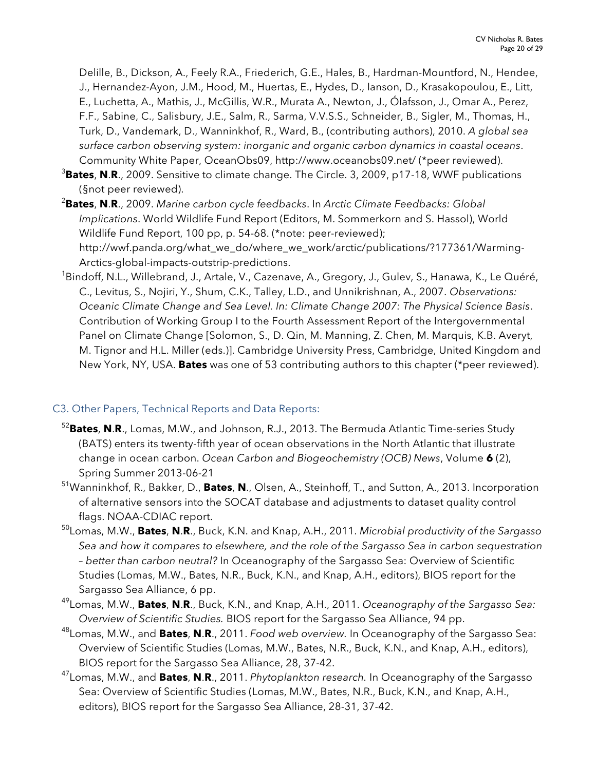Delille, B., Dickson, A., Feely R.A., Friederich, G.E., Hales, B., Hardman-Mountford, N., Hendee, J., Hernandez-Ayon, J.M., Hood, M., Huertas, E., Hydes, D., Ianson, D., Krasakopoulou, E., Litt, E., Luchetta, A., Mathis, J., McGillis, W.R., Murata A., Newton, J., Ólafsson, J., Omar A., Perez, F.F., Sabine, C., Salisbury, J.E., Salm, R., Sarma, V.V.S.S., Schneider, B., Sigler, M., Thomas, H., Turk, D., Vandemark, D., Wanninkhof, R., Ward, B., (contributing authors), 2010. *A global sea surface carbon observing system: inorganic and organic carbon dynamics in coastal oceans*. Community White Paper, OceanObs09, http://www.oceanobs09.net/ (*peer reviewed).

[3]**Bates**, **N**.**R**., 2009. Sensitive to climate change. The Circle. 3, 2009, p17-18, WWF publications (§not peer reviewed).

[2]**Bates**, **N**.**R**., 2009. *Marine carbon cycle feedbacks*. In *Arctic Climate Feedbacks: Global Implications*. World Wildlife Fund Report (Editors, M. Sommerkorn and S. Hassol), World Wildlife Fund Report, 100 pp, p. 54-68. (*note: peer-reviewed); http://wwf.panda.org/what_we_do/where_we_work/arctic/publications/?177361/Warming-Arctics-global-impacts-outstrip-predictions.

[1]Bindoff, N.L., Willebrand, J., Artale, V., Cazenave, A., Gregory, J., Gulev, S., Hanawa, K., Le Quéré, C., Levitus, S., Nojiri, Y., Shum, C.K., Talley, L.D., and Unnikrishnan, A., 2007. *Observations: Oceanic Climate Change and Sea Level. In: Climate Change 2007: The Physical Science Basis*. Contribution of Working Group I to the Fourth Assessment Report of the Intergovernmental Panel on Climate Change [Solomon, S., D. Qin, M. Manning, Z. Chen, M. Marquis, K.B. Averyt, M. Tignor and H.L. Miller (eds.)]. Cambridge University Press, Cambridge, United Kingdom and New York, NY, USA. **Bates** was one of 53 contributing authors to this chapter (*peer reviewed).

## C3. Other Papers, Technical Reports and Data Reports:

[52]**Bates**, **N**.**R**., Lomas, M.W., and Johnson, R.J., 2013. The Bermuda Atlantic Time-series Study (BATS) enters its twenty-fifth year of ocean observations in the North Atlantic that illustrate change in ocean carbon. *Ocean Carbon and Biogeochemistry (OCB) News*, Volume **6** (2), Spring Summer 2013-06-21

[51]Wanninkhof, R., Bakker, D., **Bates**, **N**., Olsen, A., Steinhoff, T., and Sutton, A., 2013. Incorporation of alternative sensors into the SOCAT database and adjustments to dataset quality control flags. NOAA-CDIAC report.

[50]Lomas, M.W., **Bates**, **N**.**R**., Buck, K.N. and Knap, A.H., 2011. *Microbial productivity of the Sargasso Sea and how it compares to elsewhere, and the role of the Sargasso Sea in carbon sequestration – better than carbon neutral?* In Oceanography of the Sargasso Sea: Overview of Scientific Studies (Lomas, M.W., Bates, N.R., Buck, K.N., and Knap, A.H., editors), BIOS report for the Sargasso Sea Alliance, 6 pp.

[49]Lomas, M.W., **Bates**, **N**.**R**., Buck, K.N., and Knap, A.H., 2011. *Oceanography of the Sargasso Sea: Overview of Scientific Studies.* BIOS report for the Sargasso Sea Alliance, 94 pp.

[48]Lomas, M.W., and **Bates**, **N**.**R**., 2011. *Food web overview.* In Oceanography of the Sargasso Sea: Overview of Scientific Studies (Lomas, M.W., Bates, N.R., Buck, K.N., and Knap, A.H., editors), BIOS report for the Sargasso Sea Alliance, 28, 37-42.

[47]Lomas, M.W., and **Bates**, **N**.**R**., 2011. *Phytoplankton research.* In Oceanography of the Sargasso Sea: Overview of Scientific Studies (Lomas, M.W., Bates, N.R., Buck, K.N., and Knap, A.H., editors), BIOS report for the Sargasso Sea Alliance, 28-31, 37-42.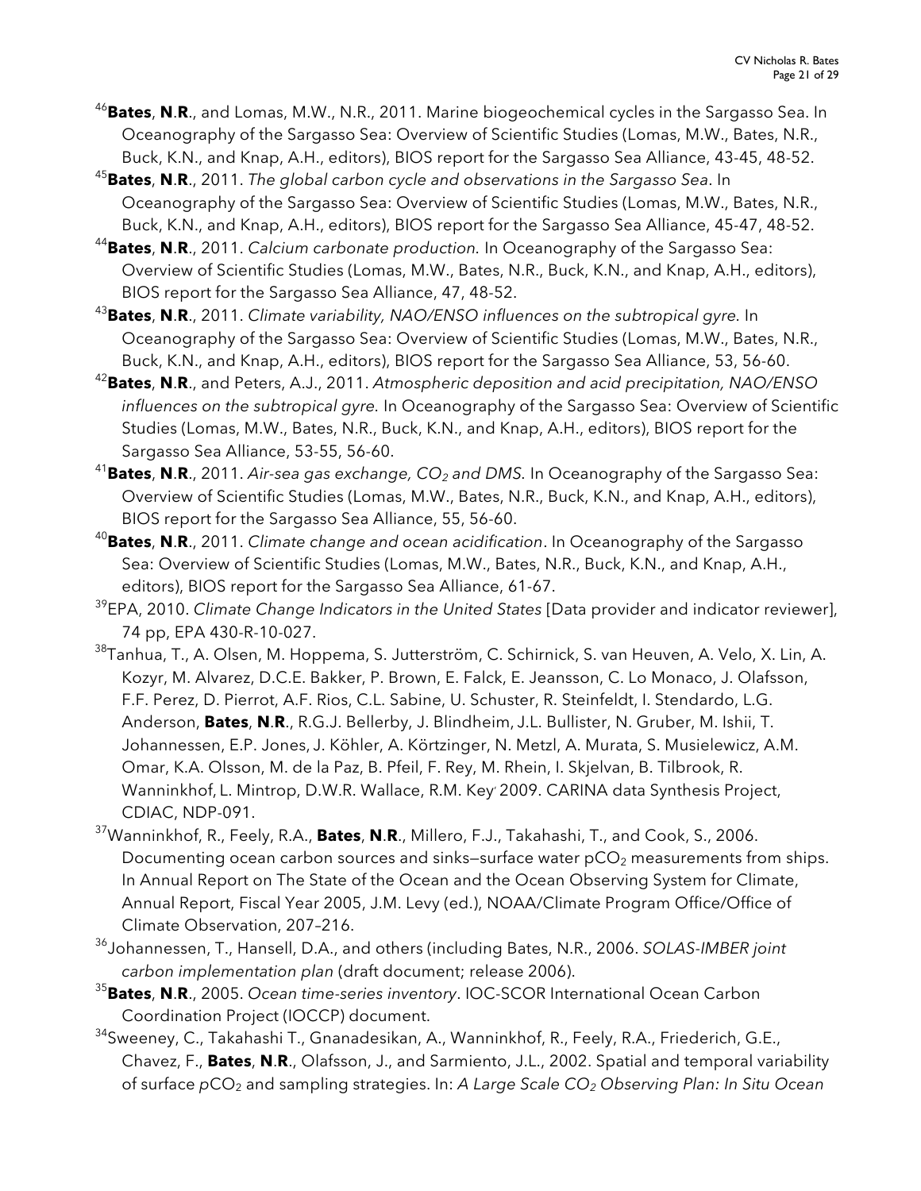[46]**Bates**, **N**.**R**., and Lomas, M.W., N.R., 2011. Marine biogeochemical cycles in the Sargasso Sea. In Oceanography of the Sargasso Sea: Overview of Scientific Studies (Lomas, M.W., Bates, N.R., Buck, K.N., and Knap, A.H., editors), BIOS report for the Sargasso Sea Alliance, 43-45, 48-52.

[45]**Bates**, **N**.**R**., 2011. *The global carbon cycle and observations in the Sargasso Sea*. In Oceanography of the Sargasso Sea: Overview of Scientific Studies (Lomas, M.W., Bates, N.R., Buck, K.N., and Knap, A.H., editors), BIOS report for the Sargasso Sea Alliance, 45-47, 48-52.

[44]**Bates**, **N**.**R**., 2011. *Calcium carbonate production.* In Oceanography of the Sargasso Sea: Overview of Scientific Studies (Lomas, M.W., Bates, N.R., Buck, K.N., and Knap, A.H., editors), BIOS report for the Sargasso Sea Alliance, 47, 48-52.

[43]**Bates**, **N**.**R**., 2011. *Climate variability, NAO/ENSO influences on the subtropical gyre.* In Oceanography of the Sargasso Sea: Overview of Scientific Studies (Lomas, M.W., Bates, N.R., Buck, K.N., and Knap, A.H., editors), BIOS report for the Sargasso Sea Alliance, 53, 56-60.

[42]**Bates**, **N**.**R**., and Peters, A.J., 2011. *Atmospheric deposition and acid precipitation, NAO/ENSO influences on the subtropical gyre.* In Oceanography of the Sargasso Sea: Overview of Scientific Studies (Lomas, M.W., Bates, N.R., Buck, K.N., and Knap, A.H., editors), BIOS report for the Sargasso Sea Alliance, 53-55, 56-60.

[41]**Bates**, **N**.**R**., 2011. *Air-sea gas exchange, $CO_2$ and DMS.* In Oceanography of the Sargasso Sea: Overview of Scientific Studies (Lomas, M.W., Bates, N.R., Buck, K.N., and Knap, A.H., editors), BIOS report for the Sargasso Sea Alliance, 55, 56-60.

[40]**Bates**, **N**.**R**., 2011. *Climate change and ocean acidification*. In Oceanography of the Sargasso Sea: Overview of Scientific Studies (Lomas, M.W., Bates, N.R., Buck, K.N., and Knap, A.H., editors), BIOS report for the Sargasso Sea Alliance, 61-67.

[39]EPA, 2010. *Climate Change Indicators in the United States* [Data provider and indicator reviewer], 74 pp, EPA 430-R-10-027.

[38]Tanhua, T., A. Olsen, M. Hoppema, S. Jutterström, C. Schirnick, S. van Heuven, A. Velo, X. Lin, A. Kozyr, M. Alvarez, D.C.E. Bakker, P. Brown, E. Falck, E. Jeansson, C. Lo Monaco, J. Olafsson, F.F. Perez, D. Pierrot, A.F. Rios, C.L. Sabine, U. Schuster, R. Steinfeldt, I. Stendardo, L.G. Anderson, **Bates**, **N**.**R**., R.G.J. Bellerby, J. Blindheim, J.L. Bullister, N. Gruber, M. Ishii, T. Johannessen, E.P. Jones, J. Köhler, A. Körtzinger, N. Metzl, A. Murata, S. Musielewicz, A.M. Omar, K.A. Olsson, M. de la Paz, B. Pfeil, F. Rey, M. Rhein, I. Skjelvan, B. Tilbrook, R. Wanninkhof, L. Mintrop, D.W.R. Wallace, R.M. Key' 2009. CARINA data Synthesis Project, CDIAC, NDP-091.

[37]Wanninkhof, R., Feely, R.A., **Bates**, **N**.**R**., Millero, F.J., Takahashi, T., and Cook, S., 2006. Documenting ocean carbon sources and sinks—surface water $pCO_2$ measurements from ships. In Annual Report on The State of the Ocean and the Ocean Observing System for Climate, Annual Report, Fiscal Year 2005, J.M. Levy (ed.), NOAA/Climate Program Office/Office of Climate Observation, 207–216.

[36]Johannessen, T., Hansell, D.A., and others (including Bates, N.R., 2006. *SOLAS-IMBER joint carbon implementation plan* (draft document; release 2006).

[35]**Bates**, **N**.**R**., 2005. *Ocean time-series inventory*. IOC-SCOR International Ocean Carbon Coordination Project (IOCCP) document.

[34]Sweeney, C., Takahashi T., Gnanadesikan, A., Wanninkhof, R., Feely, R.A., Friederich, G.E., Chavez, F., **Bates**, **N**.**R**., Olafsson, J., and Sarmiento, J.L., 2002. Spatial and temporal variability of surface $pCO_2$ and sampling strategies. In: *A Large Scale $CO_2$ Observing Plan: In Situ Ocean*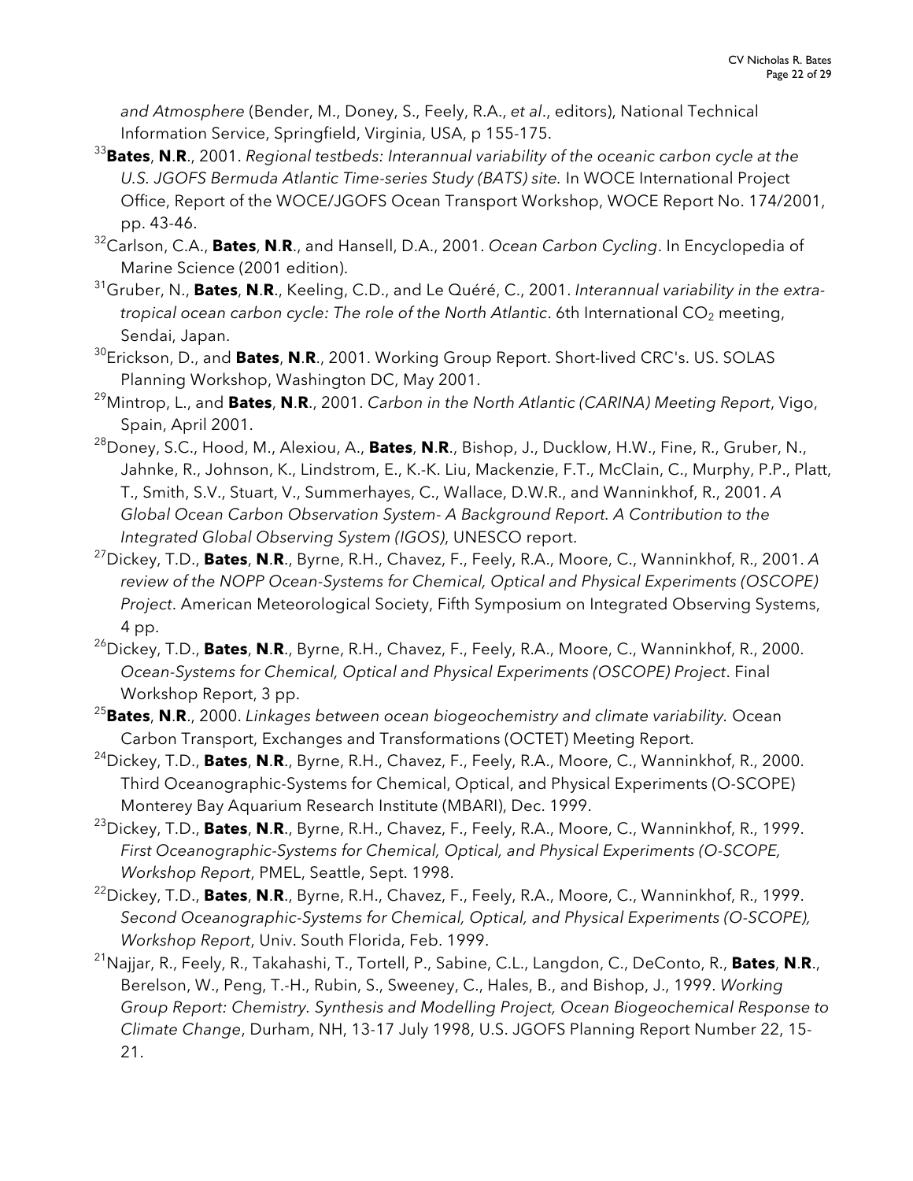*and Atmosphere* (Bender, M., Doney, S., Feely, R.A., *et al*., editors), National Technical Information Service, Springfield, Virginia, USA, p 155-175.

[33]**Bates**, **N**.**R**., 2001. *Regional testbeds: Interannual variability of the oceanic carbon cycle at the U.S. JGOFS Bermuda Atlantic Time-series Study (BATS) site.* In WOCE International Project Office, Report of the WOCE/JGOFS Ocean Transport Workshop, WOCE Report No. 174/2001, pp. 43-46.

[32]Carlson, C.A., **Bates**, **N**.**R**., and Hansell, D.A., 2001. *Ocean Carbon Cycling*. In Encyclopedia of Marine Science (2001 edition).

[31]Gruber, N., **Bates**, **N**.**R**., Keeling, C.D., and Le Quéré, C., 2001. *Interannual variability in the extra-tropical ocean carbon cycle: The role of the North Atlantic*. 6th International $CO_2$ meeting, Sendai, Japan.

[30]Erickson, D., and **Bates**, **N**.**R**., 2001. Working Group Report. Short-lived CRC's. US. SOLAS Planning Workshop, Washington DC, May 2001.

[29]Mintrop, L., and **Bates**, **N**.**R**., 2001. *Carbon in the North Atlantic (CARINA) Meeting Report*, Vigo, Spain, April 2001.

[28]Doney, S.C., Hood, M., Alexiou, A., **Bates**, **N**.**R**., Bishop, J., Ducklow, H.W., Fine, R., Gruber, N., Jahnke, R., Johnson, K., Lindstrom, E., K.-K. Liu, Mackenzie, F.T., McClain, C., Murphy, P.P., Platt, T., Smith, S.V., Stuart, V., Summerhayes, C., Wallace, D.W.R., and Wanninkhof, R., 2001. *A Global Ocean Carbon Observation System- A Background Report. A Contribution to the Integrated Global Observing System (IGOS)*, UNESCO report.

[27]Dickey, T.D., **Bates**, **N**.**R**., Byrne, R.H., Chavez, F., Feely, R.A., Moore, C., Wanninkhof, R., 2001. *A review of the NOPP Ocean-Systems for Chemical, Optical and Physical Experiments (OSCOPE) Project*. American Meteorological Society, Fifth Symposium on Integrated Observing Systems, 4 pp.

[26]Dickey, T.D., **Bates**, **N**.**R**., Byrne, R.H., Chavez, F., Feely, R.A., Moore, C., Wanninkhof, R., 2000. *Ocean-Systems for Chemical, Optical and Physical Experiments (OSCOPE) Project*. Final Workshop Report, 3 pp.

[25]**Bates**, **N**.**R**., 2000. *Linkages between ocean biogeochemistry and climate variability.* Ocean Carbon Transport, Exchanges and Transformations (OCTET) Meeting Report.

[24]Dickey, T.D., **Bates**, **N**.**R**., Byrne, R.H., Chavez, F., Feely, R.A., Moore, C., Wanninkhof, R., 2000. Third Oceanographic-Systems for Chemical, Optical, and Physical Experiments (O-SCOPE) Monterey Bay Aquarium Research Institute (MBARI), Dec. 1999.

[23]Dickey, T.D., **Bates**, **N**.**R**., Byrne, R.H., Chavez, F., Feely, R.A., Moore, C., Wanninkhof, R., 1999. *First Oceanographic-Systems for Chemical, Optical, and Physical Experiments (O-SCOPE, Workshop Report*, PMEL, Seattle, Sept. 1998.

[22]Dickey, T.D., **Bates**, **N**.**R**., Byrne, R.H., Chavez, F., Feely, R.A., Moore, C., Wanninkhof, R., 1999. *Second Oceanographic-Systems for Chemical, Optical, and Physical Experiments (O-SCOPE), Workshop Report*, Univ. South Florida, Feb. 1999.

[21]Najjar, R., Feely, R., Takahashi, T., Tortell, P., Sabine, C.L., Langdon, C., DeConto, R., **Bates**, **N**.**R**., Berelson, W., Peng, T.-H., Rubin, S., Sweeney, C., Hales, B., and Bishop, J., 1999. *Working Group Report: Chemistry. Synthesis and Modelling Project, Ocean Biogeochemical Response to Climate Change*, Durham, NH, 13-17 July 1998, U.S. JGOFS Planning Report Number 22, 15-21.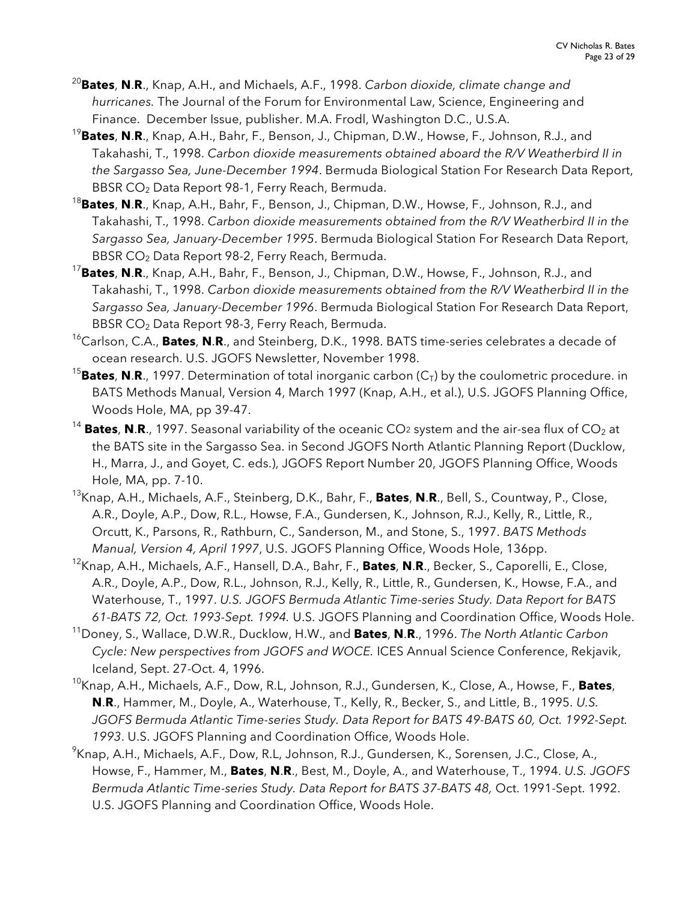[20]**Bates**, **N**.**R**., Knap, A.H., and Michaels, A.F., 1998. *Carbon dioxide, climate change and hurricanes*. The Journal of the Forum for Environmental Law, Science, Engineering and Finance. December Issue, publisher. M.A. Frodl, Washington D.C., U.S.A.

[19]**Bates**, **N**.**R**., Knap, A.H., Bahr, F., Benson, J., Chipman, D.W., Howse, F., Johnson, R.J., and Takahashi, T., 1998. *Carbon dioxide measurements obtained aboard the R/V Weatherbird II in the Sargasso Sea, June-December 1994*. Bermuda Biological Station For Research Data Report, BBSR $CO_2$ Data Report 98-1, Ferry Reach, Bermuda.

[18]**Bates**, **N**.**R**., Knap, A.H., Bahr, F., Benson, J., Chipman, D.W., Howse, F., Johnson, R.J., and Takahashi, T., 1998. *Carbon dioxide measurements obtained from the R/V Weatherbird II in the Sargasso Sea, January-December 1995*. Bermuda Biological Station For Research Data Report, BBSR $CO_2$ Data Report 98-2, Ferry Reach, Bermuda.

[17]**Bates**, **N**.**R**., Knap, A.H., Bahr, F., Benson, J., Chipman, D.W., Howse, F., Johnson, R.J., and Takahashi, T., 1998. *Carbon dioxide measurements obtained from the R/V Weatherbird II in the Sargasso Sea, January-December 1996*. Bermuda Biological Station For Research Data Report, BBSR $CO_2$ Data Report 98-3, Ferry Reach, Bermuda.

[16]Carlson, C.A., **Bates**, **N**.**R**., and Steinberg, D.K., 1998. BATS time-series celebrates a decade of ocean research. U.S. JGOFS Newsletter, November 1998.

[15]**Bates**, **N**.**R**., 1997. Determination of total inorganic carbon ($C_T$) by the coulometric procedure. in BATS Methods Manual, Version 4, March 1997 (Knap, A.H., et al.), U.S. JGOFS Planning Office, Woods Hole, MA, pp 39-47.

[14] **Bates**, **N**.**R**., 1997. Seasonal variability of the oceanic $CO_2$ system and the air-sea flux of $CO_2$ at the BATS site in the Sargasso Sea. in Second JGOFS North Atlantic Planning Report (Ducklow, H., Marra, J., and Goyet, C. eds.), JGOFS Report Number 20, JGOFS Planning Office, Woods Hole, MA, pp. 7-10.

[13]Knap, A.H., Michaels, A.F., Steinberg, D.K., Bahr, F., **Bates**, **N**.**R**., Bell, S., Countway, P., Close, A.R., Doyle, A.P., Dow, R.L., Howse, F.A., Gundersen, K., Johnson, R.J., Kelly, R., Little, R., Orcutt, K., Parsons, R., Rathburn, C., Sanderson, M., and Stone, S., 1997. *BATS Methods Manual, Version 4, April 1997*, U.S. JGOFS Planning Office, Woods Hole, 136pp.

[12]Knap, A.H., Michaels, A.F., Hansell, D.A., Bahr, F., **Bates**, **N**.**R**., Becker, S., Caporelli, E., Close, A.R., Doyle, A.P., Dow, R.L., Johnson, R.J., Kelly, R., Little, R., Gundersen, K., Howse, F.A., and Waterhouse, T., 1997. *U.S. JGOFS Bermuda Atlantic Time-series Study. Data Report for BATS 61-BATS 72, Oct. 1993-Sept. 1994.* U.S. JGOFS Planning and Coordination Office, Woods Hole.

[11]Doney, S., Wallace, D.W.R., Ducklow, H.W., and **Bates**, **N**.**R**., 1996. *The North Atlantic Carbon Cycle: New perspectives from JGOFS and WOCE.* ICES Annual Science Conference, Rekjavik, Iceland, Sept. 27-Oct. 4, 1996.

[10]Knap, A.H., Michaels, A.F., Dow, R.L, Johnson, R.J., Gundersen, K., Close, A., Howse, F., **Bates**, **N**.**R**., Hammer, M., Doyle, A., Waterhouse, T., Kelly, R., Becker, S., and Little, B., 1995. *U.S. JGOFS Bermuda Atlantic Time-series Study. Data Report for BATS 49-BATS 60, Oct. 1992-Sept. 1993*. U.S. JGOFS Planning and Coordination Office, Woods Hole.

[9]Knap, A.H., Michaels, A.F., Dow, R.L, Johnson, R.J., Gundersen, K., Sorensen, J.C., Close, A., Howse, F., Hammer, M., **Bates**, **N**.**R**., Best, M., Doyle, A., and Waterhouse, T., 1994. *U.S. JGOFS Bermuda Atlantic Time-series Study. Data Report for BATS 37-BATS 48,* Oct. 1991-Sept. 1992. U.S. JGOFS Planning and Coordination Office, Woods Hole.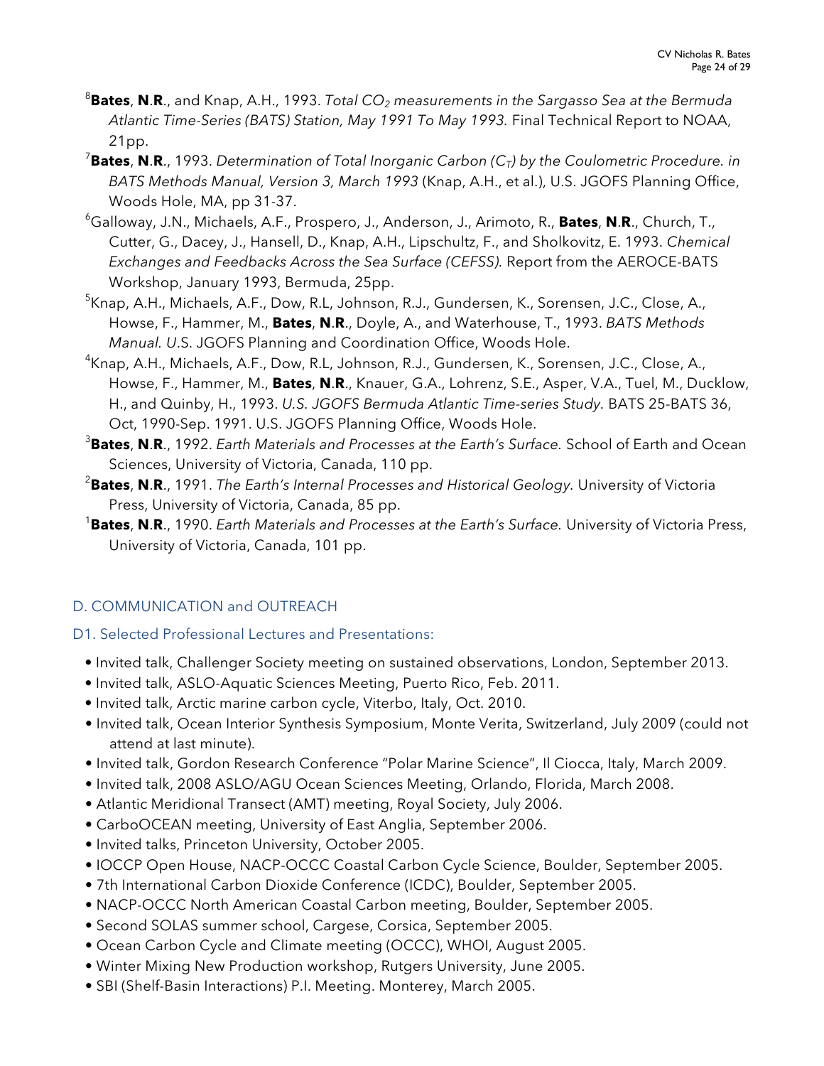[8]**Bates**, **N**.**R**., and Knap, A.H., 1993. *Total $CO_2$ measurements in the Sargasso Sea at the Bermuda Atlantic Time-Series (BATS) Station, May 1991 To May 1993.* Final Technical Report to NOAA, 21pp.

[7]**Bates**, **N**.**R**., 1993. *Determination of Total Inorganic Carbon ($C_T$) by the Coulometric Procedure. in BATS Methods Manual, Version 3, March 1993* (Knap, A.H., et al.), U.S. JGOFS Planning Office, Woods Hole, MA, pp 31-37.

[6]Galloway, J.N., Michaels, A.F., Prospero, J., Anderson, J., Arimoto, R., **Bates**, **N**.**R**., Church, T., Cutter, G., Dacey, J., Hansell, D., Knap, A.H., Lipschultz, F., and Sholkovitz, E. 1993. *Chemical Exchanges and Feedbacks Across the Sea Surface (CEFSS).* Report from the AEROCE-BATS Workshop, January 1993, Bermuda, 25pp.

[5]Knap, A.H., Michaels, A.F., Dow, R.L, Johnson, R.J., Gundersen, K., Sorensen, J.C., Close, A., Howse, F., Hammer, M., **Bates**, **N**.**R**., Doyle, A., and Waterhouse, T., 1993. *BATS Methods Manual. U*.S. JGOFS Planning and Coordination Office, Woods Hole.

[4]Knap, A.H., Michaels, A.F., Dow, R.L, Johnson, R.J., Gundersen, K., Sorensen, J.C., Close, A., Howse, F., Hammer, M., **Bates**, **N**.**R**., Knauer, G.A., Lohrenz, S.E., Asper, V.A., Tuel, M., Ducklow, H., and Quinby, H., 1993. *U.S. JGOFS Bermuda Atlantic Time-series Study.* BATS 25-BATS 36, Oct, 1990-Sep. 1991. U.S. JGOFS Planning Office, Woods Hole.

[3]**Bates**, **N**.**R**., 1992. *Earth Materials and Processes at the Earth's Surface.* School of Earth and Ocean Sciences, University of Victoria, Canada, 110 pp.

[2]**Bates**, **N**.**R**., 1991. *The Earth's Internal Processes and Historical Geology.* University of Victoria Press, University of Victoria, Canada, 85 pp.

[1]**Bates**, **N**.**R**., 1990. *Earth Materials and Processes at the Earth's Surface.* University of Victoria Press, University of Victoria, Canada, 101 pp.

## D. COMMUNICATION and OUTREACH

### D1. Selected Professional Lectures and Presentations:

- Invited talk, Challenger Society meeting on sustained observations, London, September 2013.
- Invited talk, ASLO-Aquatic Sciences Meeting, Puerto Rico, Feb. 2011.
- Invited talk, Arctic marine carbon cycle, Viterbo, Italy, Oct. 2010.
- Invited talk, Ocean Interior Synthesis Symposium, Monte Verita, Switzerland, July 2009 (could not attend at last minute).
- Invited talk, Gordon Research Conference "Polar Marine Science", Il Ciocca, Italy, March 2009.
- Invited talk, 2008 ASLO/AGU Ocean Sciences Meeting, Orlando, Florida, March 2008.
- Atlantic Meridional Transect (AMT) meeting, Royal Society, July 2006.
- CarboOCEAN meeting, University of East Anglia, September 2006.
- Invited talks, Princeton University, October 2005.
- IOCCP Open House, NACP-OCCC Coastal Carbon Cycle Science, Boulder, September 2005.
- 7th International Carbon Dioxide Conference (ICDC), Boulder, September 2005.
- NACP-OCCC North American Coastal Carbon meeting, Boulder, September 2005.
- Second SOLAS summer school, Cargese, Corsica, September 2005.
- Ocean Carbon Cycle and Climate meeting (OCCC), WHOI, August 2005.
- Winter Mixing New Production workshop, Rutgers University, June 2005.
- SBI (Shelf-Basin Interactions) P.I. Meeting. Monterey, March 2005.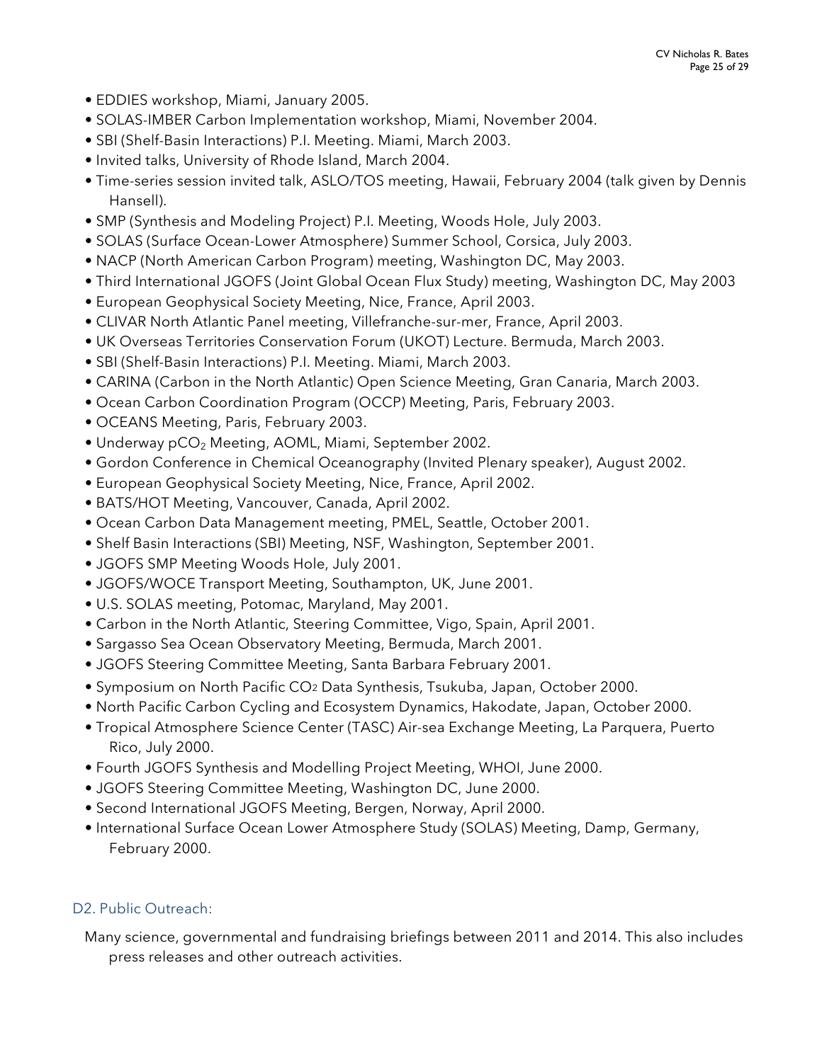- EDDIES workshop, Miami, January 2005.
- SOLAS-IMBER Carbon Implementation workshop, Miami, November 2004.
- SBI (Shelf-Basin Interactions) P.I. Meeting. Miami, March 2003.
- Invited talks, University of Rhode Island, March 2004.
- Time-series session invited talk, ASLO/TOS meeting, Hawaii, February 2004 (talk given by Dennis Hansell).
- SMP (Synthesis and Modeling Project) P.I. Meeting, Woods Hole, July 2003.
- SOLAS (Surface Ocean-Lower Atmosphere) Summer School, Corsica, July 2003.
- NACP (North American Carbon Program) meeting, Washington DC, May 2003.
- Third International JGOFS (Joint Global Ocean Flux Study) meeting, Washington DC, May 2003
- European Geophysical Society Meeting, Nice, France, April 2003.
- CLIVAR North Atlantic Panel meeting, Villefranche-sur-mer, France, April 2003.
- UK Overseas Territories Conservation Forum (UKOT) Lecture. Bermuda, March 2003.
- SBI (Shelf-Basin Interactions) P.I. Meeting. Miami, March 2003.
- CARINA (Carbon in the North Atlantic) Open Science Meeting, Gran Canaria, March 2003.
- Ocean Carbon Coordination Program (OCCP) Meeting, Paris, February 2003.
- OCEANS Meeting, Paris, February 2003.
- Underway $pCO_2$ Meeting, AOML, Miami, September 2002.
- Gordon Conference in Chemical Oceanography (Invited Plenary speaker), August 2002.
- European Geophysical Society Meeting, Nice, France, April 2002.
- BATS/HOT Meeting, Vancouver, Canada, April 2002.
- Ocean Carbon Data Management meeting, PMEL, Seattle, October 2001.
- Shelf Basin Interactions (SBI) Meeting, NSF, Washington, September 2001.
- JGOFS SMP Meeting Woods Hole, July 2001.
- JGOFS/WOCE Transport Meeting, Southampton, UK, June 2001.
- U.S. SOLAS meeting, Potomac, Maryland, May 2001.
- Carbon in the North Atlantic, Steering Committee, Vigo, Spain, April 2001.
- Sargasso Sea Ocean Observatory Meeting, Bermuda, March 2001.
- JGOFS Steering Committee Meeting, Santa Barbara February 2001.
- Symposium on North Pacific $CO_2$ Data Synthesis, Tsukuba, Japan, October 2000.
- North Pacific Carbon Cycling and Ecosystem Dynamics, Hakodate, Japan, October 2000.
- Tropical Atmosphere Science Center (TASC) Air-sea Exchange Meeting, La Parquera, Puerto Rico, July 2000.
- Fourth JGOFS Synthesis and Modelling Project Meeting, WHOI, June 2000.
- JGOFS Steering Committee Meeting, Washington DC, June 2000.
- Second International JGOFS Meeting, Bergen, Norway, April 2000.
- International Surface Ocean Lower Atmosphere Study (SOLAS) Meeting, Damp, Germany, February 2000.

## D2. Public Outreach:

Many science, governmental and fundraising briefings between 2011 and 2014. This also includes press releases and other outreach activities.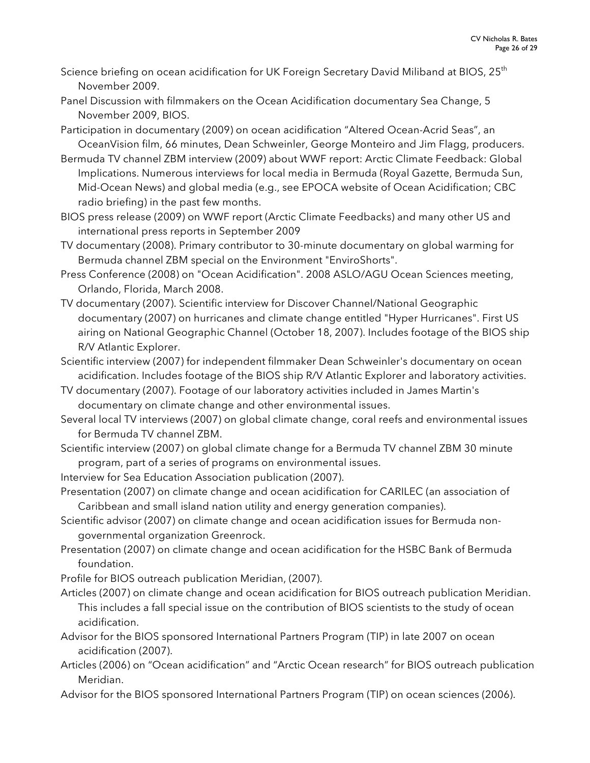Science briefing on ocean acidification for UK Foreign Secretary David Miliband at BIOS, 25th November 2009.

Panel Discussion with filmmakers on the Ocean Acidification documentary Sea Change, 5 November 2009, BIOS.

Participation in documentary (2009) on ocean acidification "Altered Ocean-Acrid Seas", an OceanVision film, 66 minutes, Dean Schweinler, George Monteiro and Jim Flagg, producers.

Bermuda TV channel ZBM interview (2009) about WWF report: Arctic Climate Feedback: Global Implications. Numerous interviews for local media in Bermuda (Royal Gazette, Bermuda Sun, Mid-Ocean News) and global media (e.g., see EPOCA website of Ocean Acidification; CBC radio briefing) in the past few months.

BIOS press release (2009) on WWF report (Arctic Climate Feedbacks) and many other US and international press reports in September 2009

TV documentary (2008). Primary contributor to 30-minute documentary on global warming for Bermuda channel ZBM special on the Environment "EnviroShorts".

Press Conference (2008) on "Ocean Acidification". 2008 ASLO/AGU Ocean Sciences meeting, Orlando, Florida, March 2008.

TV documentary (2007). Scientific interview for Discover Channel/National Geographic documentary (2007) on hurricanes and climate change entitled "Hyper Hurricanes". First US airing on National Geographic Channel (October 18, 2007). Includes footage of the BIOS ship R/V Atlantic Explorer.

Scientific interview (2007) for independent filmmaker Dean Schweinler's documentary on ocean acidification. Includes footage of the BIOS ship R/V Atlantic Explorer and laboratory activities.

TV documentary (2007). Footage of our laboratory activities included in James Martin's documentary on climate change and other environmental issues.

Several local TV interviews (2007) on global climate change, coral reefs and environmental issues for Bermuda TV channel ZBM.

Scientific interview (2007) on global climate change for a Bermuda TV channel ZBM 30 minute program, part of a series of programs on environmental issues.

Interview for Sea Education Association publication (2007).

Presentation (2007) on climate change and ocean acidification for CARILEC (an association of Caribbean and small island nation utility and energy generation companies).

Scientific advisor (2007) on climate change and ocean acidification issues for Bermuda non-governmental organization Greenrock.

Presentation (2007) on climate change and ocean acidification for the HSBC Bank of Bermuda foundation.

Profile for BIOS outreach publication Meridian, (2007).

Articles (2007) on climate change and ocean acidification for BIOS outreach publication Meridian. This includes a fall special issue on the contribution of BIOS scientists to the study of ocean acidification.

Advisor for the BIOS sponsored International Partners Program (TIP) in late 2007 on ocean acidification (2007).

Articles (2006) on "Ocean acidification" and "Arctic Ocean research" for BIOS outreach publication Meridian.

Advisor for the BIOS sponsored International Partners Program (TIP) on ocean sciences (2006).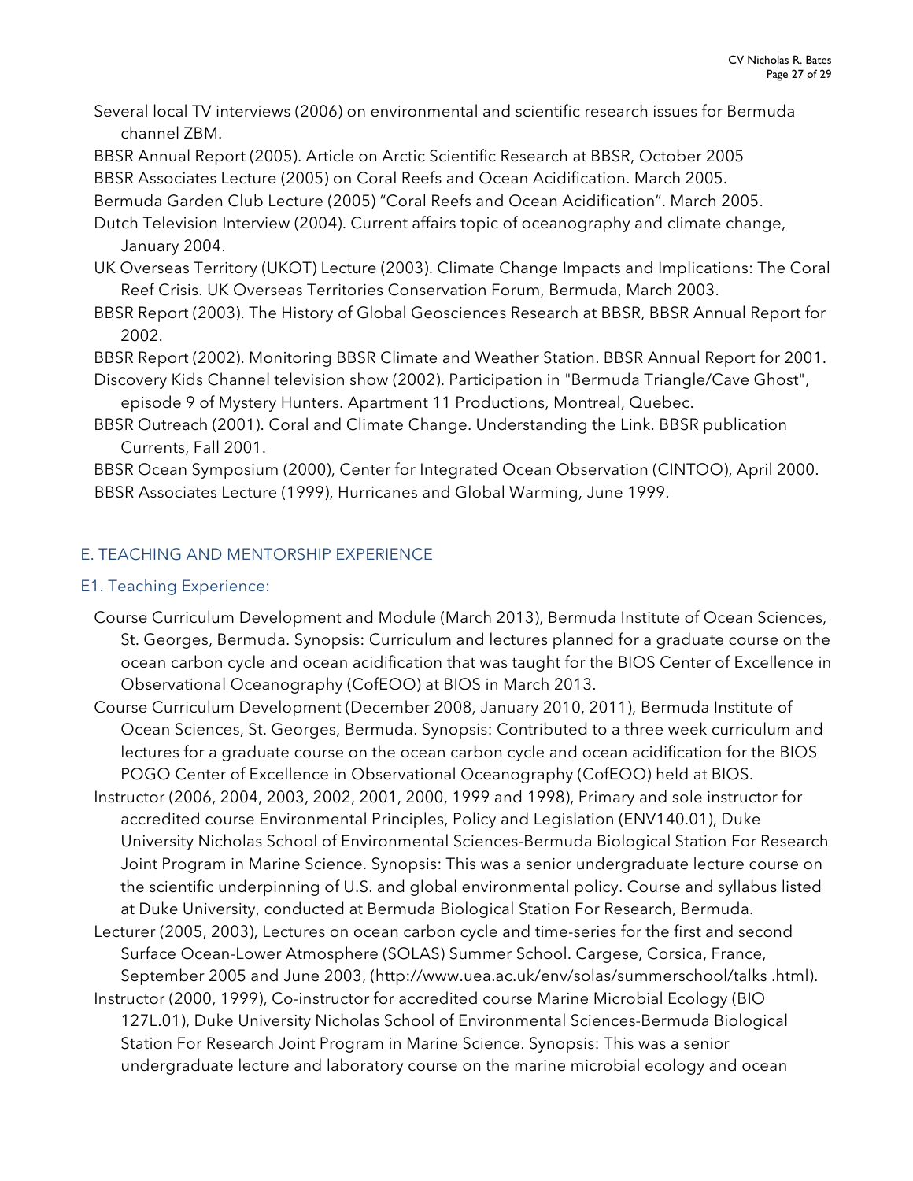Several local TV interviews (2006) on environmental and scientific research issues for Bermuda channel ZBM.

BBSR Annual Report (2005). Article on Arctic Scientific Research at BBSR, October 2005

BBSR Associates Lecture (2005) on Coral Reefs and Ocean Acidification. March 2005.

Bermuda Garden Club Lecture (2005) "Coral Reefs and Ocean Acidification". March 2005.

Dutch Television Interview (2004). Current affairs topic of oceanography and climate change, January 2004.

UK Overseas Territory (UKOT) Lecture (2003). Climate Change Impacts and Implications: The Coral Reef Crisis. UK Overseas Territories Conservation Forum, Bermuda, March 2003.

BBSR Report (2003). The History of Global Geosciences Research at BBSR, BBSR Annual Report for 2002.

BBSR Report (2002). Monitoring BBSR Climate and Weather Station. BBSR Annual Report for 2001.

Discovery Kids Channel television show (2002). Participation in "Bermuda Triangle/Cave Ghost", episode 9 of Mystery Hunters. Apartment 11 Productions, Montreal, Quebec.

BBSR Outreach (2001). Coral and Climate Change. Understanding the Link. BBSR publication Currents, Fall 2001.

BBSR Ocean Symposium (2000), Center for Integrated Ocean Observation (CINTOO), April 2000.

BBSR Associates Lecture (1999), Hurricanes and Global Warming, June 1999.

## E. TEACHING AND MENTORSHIP EXPERIENCE

### E1. Teaching Experience:

Course Curriculum Development and Module (March 2013), Bermuda Institute of Ocean Sciences, St. Georges, Bermuda. Synopsis: Curriculum and lectures planned for a graduate course on the ocean carbon cycle and ocean acidification that was taught for the BIOS Center of Excellence in Observational Oceanography (CofEOO) at BIOS in March 2013.

Course Curriculum Development (December 2008, January 2010, 2011), Bermuda Institute of Ocean Sciences, St. Georges, Bermuda. Synopsis: Contributed to a three week curriculum and lectures for a graduate course on the ocean carbon cycle and ocean acidification for the BIOS POGO Center of Excellence in Observational Oceanography (CofEOO) held at BIOS.

Instructor (2006, 2004, 2003, 2002, 2001, 2000, 1999 and 1998), Primary and sole instructor for accredited course Environmental Principles, Policy and Legislation (ENV140.01), Duke University Nicholas School of Environmental Sciences-Bermuda Biological Station For Research Joint Program in Marine Science. Synopsis: This was a senior undergraduate lecture course on the scientific underpinning of U.S. and global environmental policy. Course and syllabus listed at Duke University, conducted at Bermuda Biological Station For Research, Bermuda.

Lecturer (2005, 2003), Lectures on ocean carbon cycle and time-series for the first and second Surface Ocean-Lower Atmosphere (SOLAS) Summer School. Cargese, Corsica, France, September 2005 and June 2003, (http://www.uea.ac.uk/env/solas/summerschool/talks .html).

Instructor (2000, 1999), Co-instructor for accredited course Marine Microbial Ecology (BIO 127L.01), Duke University Nicholas School of Environmental Sciences-Bermuda Biological Station For Research Joint Program in Marine Science. Synopsis: This was a senior undergraduate lecture and laboratory course on the marine microbial ecology and ocean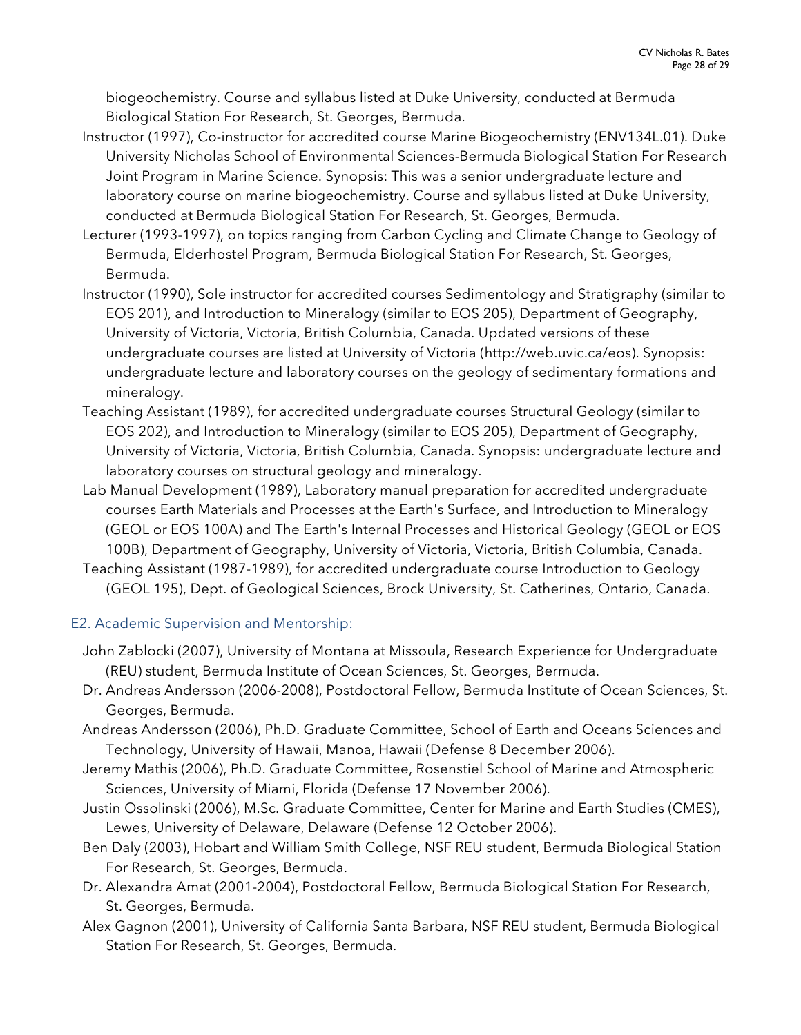biogeochemistry. Course and syllabus listed at Duke University, conducted at Bermuda Biological Station For Research, St. Georges, Bermuda.

Instructor (1997), Co-instructor for accredited course Marine Biogeochemistry (ENV134L.01). Duke University Nicholas School of Environmental Sciences-Bermuda Biological Station For Research Joint Program in Marine Science. Synopsis: This was a senior undergraduate lecture and laboratory course on marine biogeochemistry. Course and syllabus listed at Duke University, conducted at Bermuda Biological Station For Research, St. Georges, Bermuda.

Lecturer (1993-1997), on topics ranging from Carbon Cycling and Climate Change to Geology of Bermuda, Elderhostel Program, Bermuda Biological Station For Research, St. Georges, Bermuda.

Instructor (1990), Sole instructor for accredited courses Sedimentology and Stratigraphy (similar to EOS 201), and Introduction to Mineralogy (similar to EOS 205), Department of Geography, University of Victoria, Victoria, British Columbia, Canada. Updated versions of these undergraduate courses are listed at University of Victoria (http://web.uvic.ca/eos). Synopsis: undergraduate lecture and laboratory courses on the geology of sedimentary formations and mineralogy.

Teaching Assistant (1989), for accredited undergraduate courses Structural Geology (similar to EOS 202), and Introduction to Mineralogy (similar to EOS 205), Department of Geography, University of Victoria, Victoria, British Columbia, Canada. Synopsis: undergraduate lecture and laboratory courses on structural geology and mineralogy.

Lab Manual Development (1989), Laboratory manual preparation for accredited undergraduate courses Earth Materials and Processes at the Earth's Surface, and Introduction to Mineralogy (GEOL or EOS 100A) and The Earth's Internal Processes and Historical Geology (GEOL or EOS 100B), Department of Geography, University of Victoria, Victoria, British Columbia, Canada.

Teaching Assistant (1987-1989), for accredited undergraduate course Introduction to Geology (GEOL 195), Dept. of Geological Sciences, Brock University, St. Catherines, Ontario, Canada.

## E2. Academic Supervision and Mentorship:

John Zablocki (2007), University of Montana at Missoula, Research Experience for Undergraduate (REU) student, Bermuda Institute of Ocean Sciences, St. Georges, Bermuda.

Dr. Andreas Andersson (2006-2008), Postdoctoral Fellow, Bermuda Institute of Ocean Sciences, St. Georges, Bermuda.

Andreas Andersson (2006), Ph.D. Graduate Committee, School of Earth and Oceans Sciences and Technology, University of Hawaii, Manoa, Hawaii (Defense 8 December 2006).

Jeremy Mathis (2006), Ph.D. Graduate Committee, Rosenstiel School of Marine and Atmospheric Sciences, University of Miami, Florida (Defense 17 November 2006).

Justin Ossolinski (2006), M.Sc. Graduate Committee, Center for Marine and Earth Studies (CMES), Lewes, University of Delaware, Delaware (Defense 12 October 2006).

Ben Daly (2003), Hobart and William Smith College, NSF REU student, Bermuda Biological Station For Research, St. Georges, Bermuda.

Dr. Alexandra Amat (2001-2004), Postdoctoral Fellow, Bermuda Biological Station For Research, St. Georges, Bermuda.

Alex Gagnon (2001), University of California Santa Barbara, NSF REU student, Bermuda Biological Station For Research, St. Georges, Bermuda.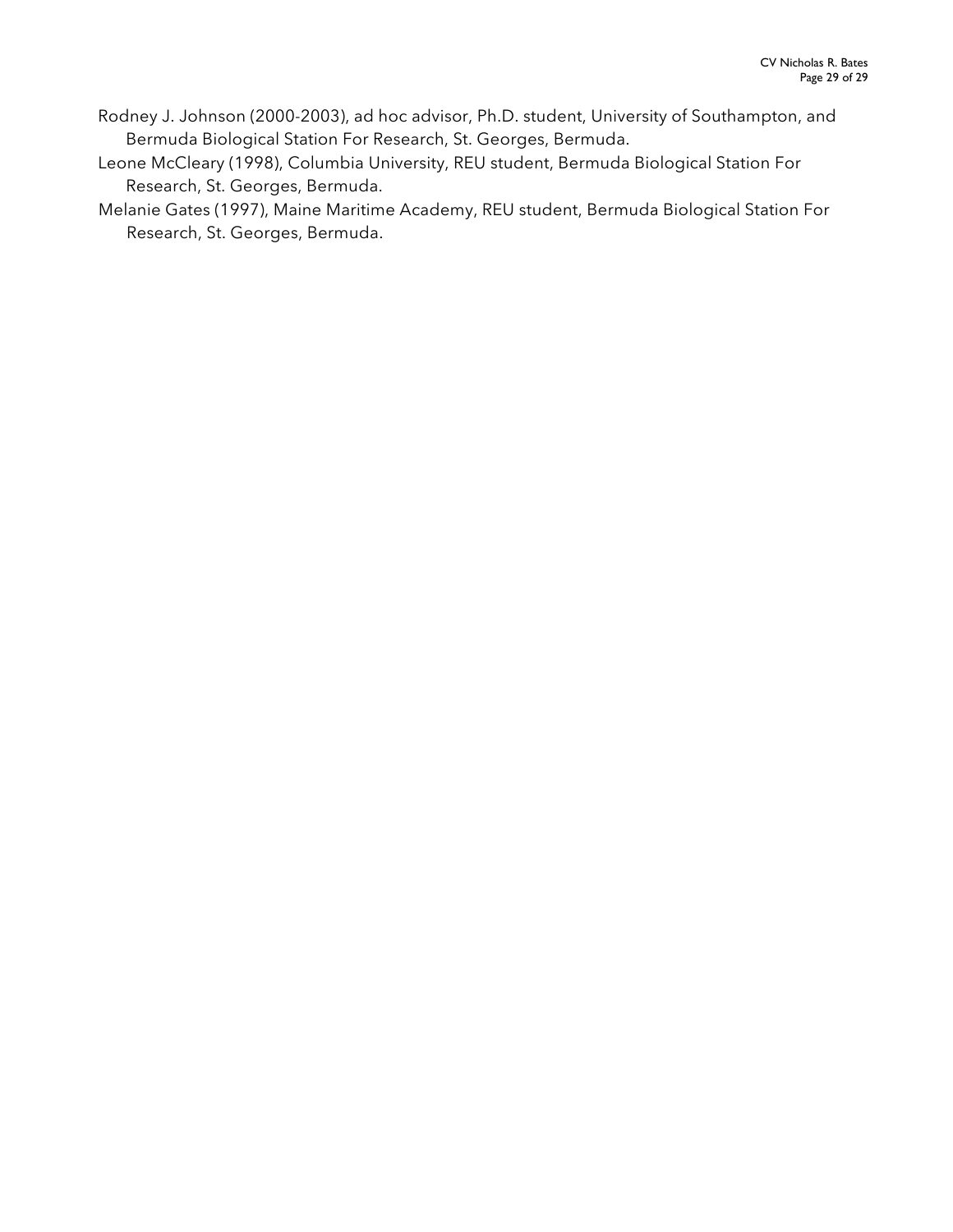Rodney J. Johnson (2000-2003), ad hoc advisor, Ph.D. student, University of Southampton, and Bermuda Biological Station For Research, St. Georges, Bermuda.

Leone McCleary (1998), Columbia University, REU student, Bermuda Biological Station For Research, St. Georges, Bermuda.

Melanie Gates (1997), Maine Maritime Academy, REU student, Bermuda Biological Station For Research, St. Georges, Bermuda.